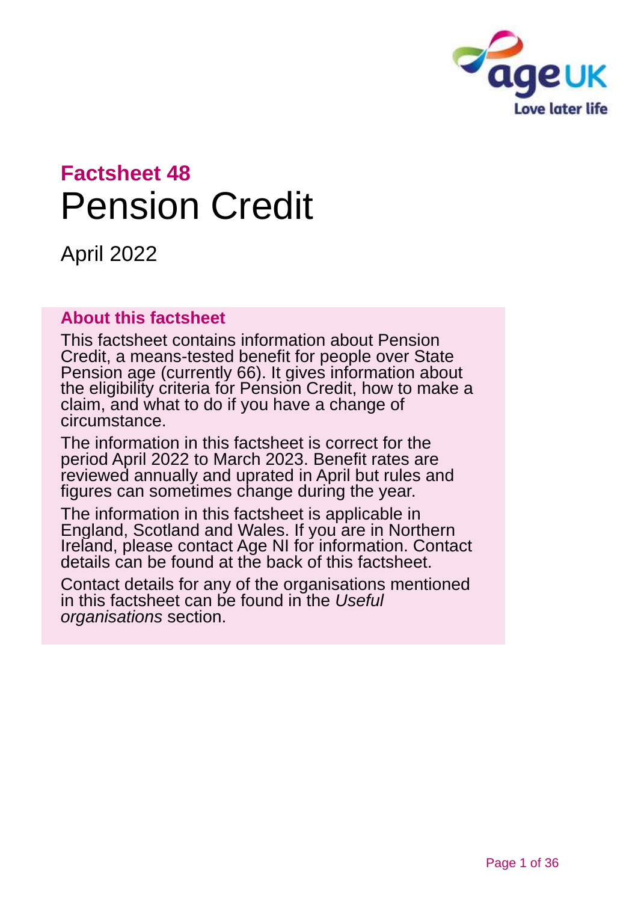## Factsheet 48

# Pension Credit

April 2022

### About this factsheet

This factsheet contains information about Pension Credit, a means-tested benefit for people over State Pension age (currently 66). It gives information about the eligibility criteria for Pension Credit, how to make a claim, and what to do if you have a change of circumstance.

The information in this factsheet is correct for the period April 2022 to March 2023. Benefit rates are reviewed annually and uprated in April but rules and figures can sometimes change during the year.

The information in this factsheet is applicable in England, Scotland and Wales. If you are in Northern Ireland, please contact Age NI for information. Contact details can be found at the back of this factsheet.

Contact details for any of the organisations mentioned in this factsheet can be found in the *Useful organisations* section.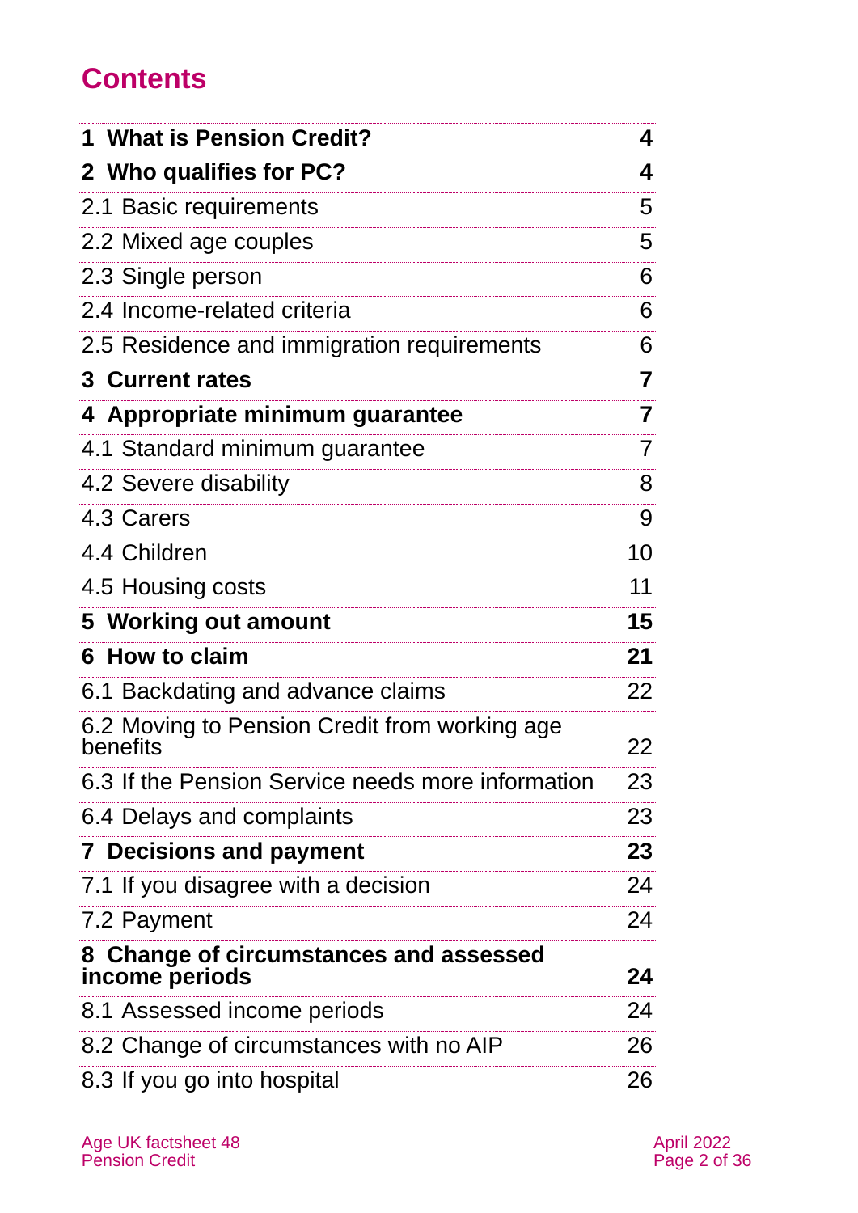# Contents

| | |
|---|---|
| **1 What is Pension Credit?** | **4** |
| **2 Who qualifies for PC?** | **4** |
| 2.1 Basic requirements | 5 |
| 2.2 Mixed age couples | 5 |
| 2.3 Single person | 6 |
| 2.4 Income-related criteria | 6 |
| 2.5 Residence and immigration requirements | 6 |
| **3 Current rates** | **7** |
| **4 Appropriate minimum guarantee** | **7** |
| 4.1 Standard minimum guarantee | 7 |
| 4.2 Severe disability | 8 |
| 4.3 Carers | 9 |
| 4.4 Children | 10 |
| 4.5 Housing costs | 11 |
| **5 Working out amount** | **15** |
| **6 How to claim** | **21** |
| 6.1 Backdating and advance claims | 22 |
| 6.2 Moving to Pension Credit from working age benefits | 22 |
| 6.3 If the Pension Service needs more information | 23 |
| 6.4 Delays and complaints | 23 |
| **7 Decisions and payment** | **23** |
| 7.1 If you disagree with a decision | 24 |
| 7.2 Payment | 24 |
| **8 Change of circumstances and assessed income periods** | **24** |
| 8.1 Assessed income periods | 24 |
| 8.2 Change of circumstances with no AIP | 26 |
| 8.3 If you go into hospital | 26 |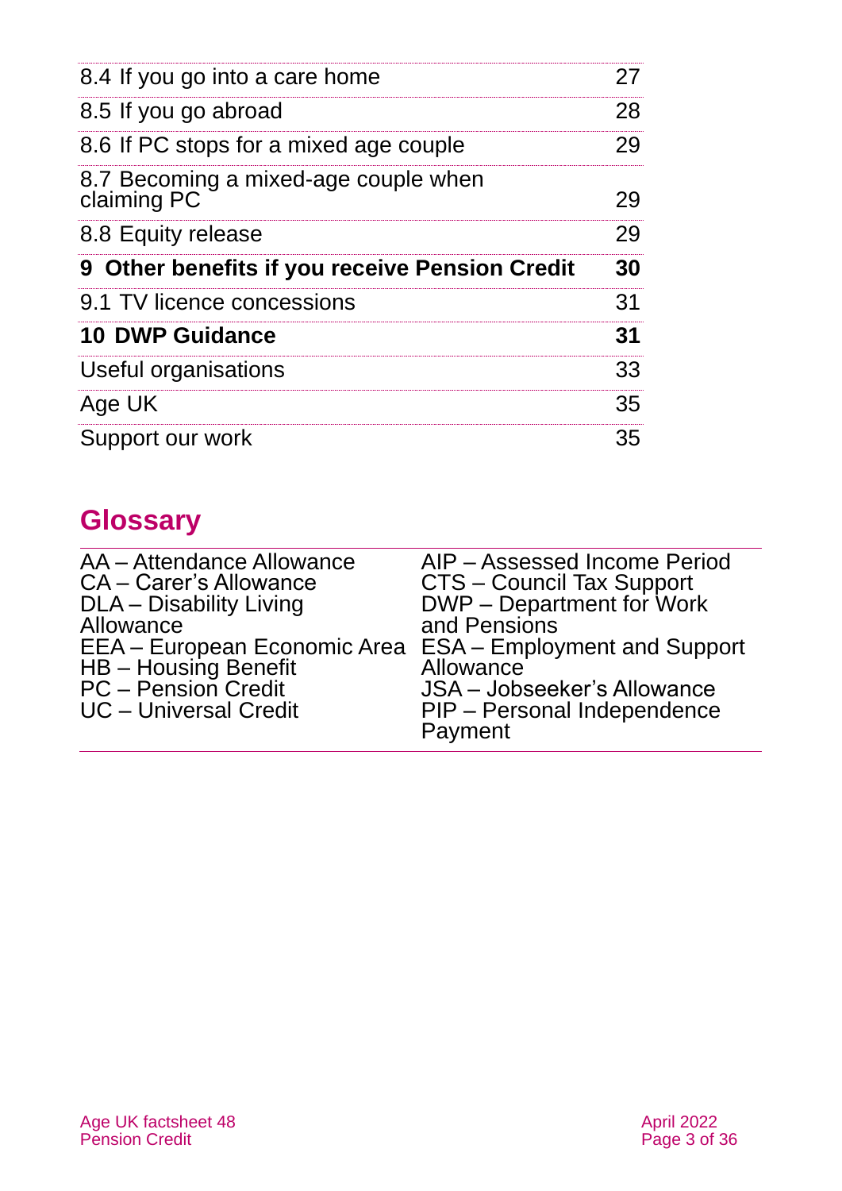| | |
|---|---|
| 8.4 If you go into a care home | 27 |
| 8.5 If you go abroad | 28 |
| 8.6 If PC stops for a mixed age couple | 29 |
| 8.7 Becoming a mixed-age couple when claiming PC | 29 |
| 8.8 Equity release | 29 |
| **9 Other benefits if you receive Pension Credit** | **30** |
| 9.1 TV licence concessions | 31 |
| **10 DWP Guidance** | **31** |
| Useful organisations | 33 |
| Age UK | 35 |
| Support our work | 35 |

## Glossary

AA – Attendance Allowance
CA – Carer's Allowance
DLA – Disability Living Allowance
EEA – European Economic Area
HB – Housing Benefit
PC – Pension Credit
UC – Universal Credit
AIP – Assessed Income Period
CTS – Council Tax Support
DWP – Department for Work and Pensions
ESA – Employment and Support Allowance
JSA – Jobseeker's Allowance
PIP – Personal Independence Payment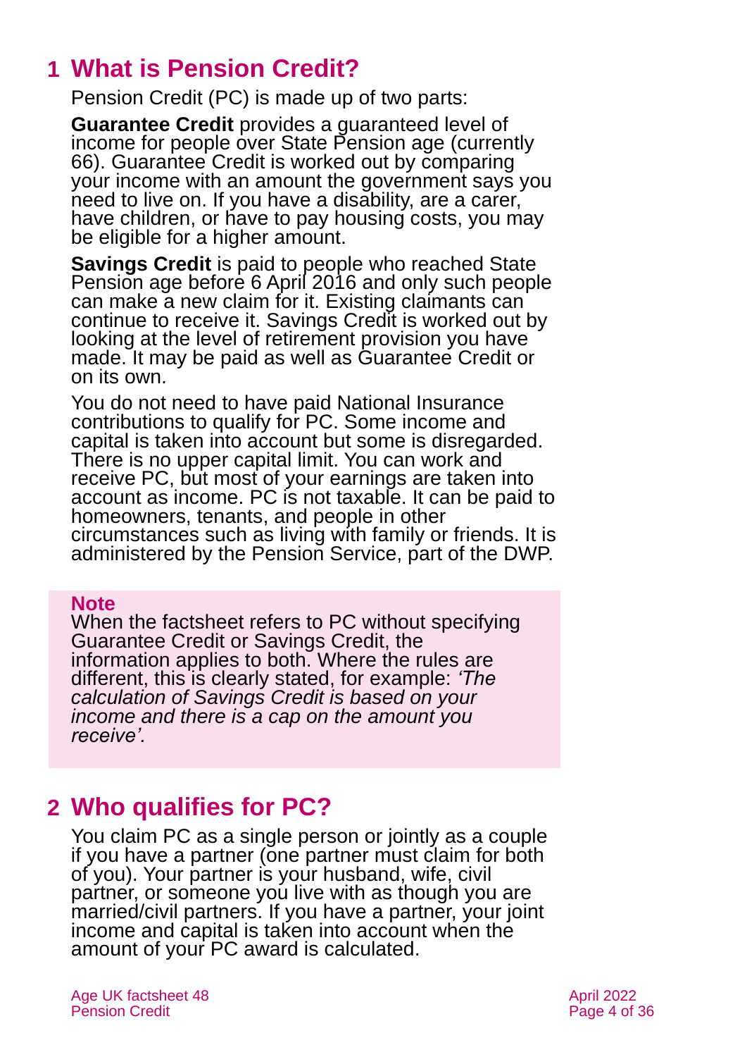## 1 What is Pension Credit?

Pension Credit (PC) is made up of two parts:

**Guarantee Credit** provides a guaranteed level of income for people over State Pension age (currently 66). Guarantee Credit is worked out by comparing your income with an amount the government says you need to live on. If you have a disability, are a carer, have children, or have to pay housing costs, you may be eligible for a higher amount.

**Savings Credit** is paid to people who reached State Pension age before 6 April 2016 and only such people can make a new claim for it. Existing claimants can continue to receive it. Savings Credit is worked out by looking at the level of retirement provision you have made. It may be paid as well as Guarantee Credit or on its own.

You do not need to have paid National Insurance contributions to qualify for PC. Some income and capital is taken into account but some is disregarded. There is no upper capital limit. You can work and receive PC, but most of your earnings are taken into account as income. PC is not taxable. It can be paid to homeowners, tenants, and people in other circumstances such as living with family or friends. It is administered by the Pension Service, part of the DWP.

> **Note**
> When the factsheet refers to PC without specifying Guarantee Credit or Savings Credit, the information applies to both. Where the rules are different, this is clearly stated, for example: *'The calculation of Savings Credit is based on your income and there is a cap on the amount you receive'.*

## 2 Who qualifies for PC?

You claim PC as a single person or jointly as a couple if you have a partner (one partner must claim for both of you). Your partner is your husband, wife, civil partner, or someone you live with as though you are married/civil partners. If you have a partner, your joint income and capital is taken into account when the amount of your PC award is calculated.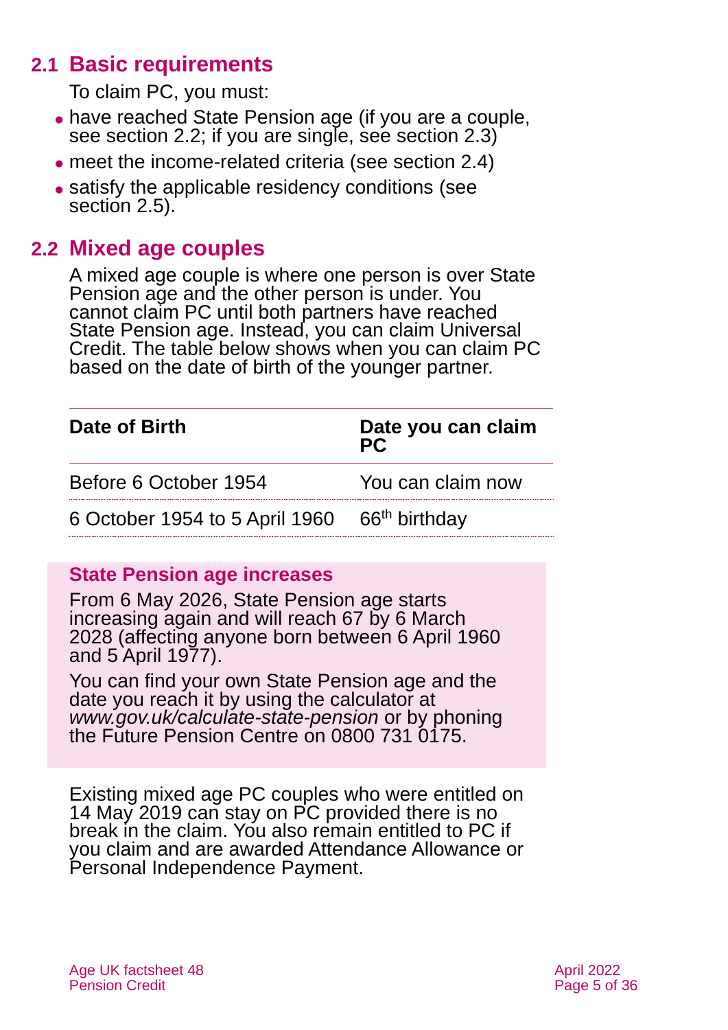## 2.1 Basic requirements

To claim PC, you must:

- have reached State Pension age (if you are a couple, see section 2.2; if you are single, see section 2.3)
- meet the income-related criteria (see section 2.4)
- satisfy the applicable residency conditions (see section 2.5).

## 2.2 Mixed age couples

A mixed age couple is where one person is over State Pension age and the other person is under. You cannot claim PC until both partners have reached State Pension age. Instead, you can claim Universal Credit. The table below shows when you can claim PC based on the date of birth of the younger partner.

| Date of Birth | Date you can claim PC |
|---|---|
| Before 6 October 1954 | You can claim now |
| 6 October 1954 to 5 April 1960 | 66th birthday |

**State Pension age increases**

From 6 May 2026, State Pension age starts increasing again and will reach 67 by 6 March 2028 (affecting anyone born between 6 April 1960 and 5 April 1977).

You can find your own State Pension age and the date you reach it by using the calculator at *www.gov.uk/calculate-state-pension* or by phoning the Future Pension Centre on 0800 731 0175.

Existing mixed age PC couples who were entitled on 14 May 2019 can stay on PC provided there is no break in the claim. You also remain entitled to PC if you claim and are awarded Attendance Allowance or Personal Independence Payment.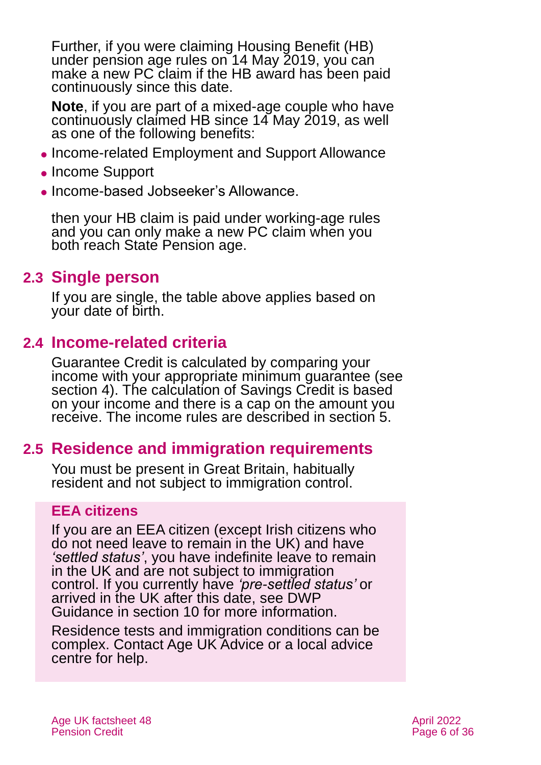Further, if you were claiming Housing Benefit (HB) under pension age rules on 14 May 2019, you can make a new PC claim if the HB award has been paid continuously since this date.

**Note**, if you are part of a mixed-age couple who have continuously claimed HB since 14 May 2019, as well as one of the following benefits:

- Income-related Employment and Support Allowance
- Income Support
- Income-based Jobseeker's Allowance.

then your HB claim is paid under working-age rules and you can only make a new PC claim when you both reach State Pension age.

## 2.3 Single person

If you are single, the table above applies based on your date of birth.

## 2.4 Income-related criteria

Guarantee Credit is calculated by comparing your income with your appropriate minimum guarantee (see section 4). The calculation of Savings Credit is based on your income and there is a cap on the amount you receive. The income rules are described in section 5.

## 2.5 Residence and immigration requirements

You must be present in Great Britain, habitually resident and not subject to immigration control.

**EEA citizens**

If you are an EEA citizen (except Irish citizens who do not need leave to remain in the UK) and have *'settled status'*, you have indefinite leave to remain in the UK and are not subject to immigration control. If you currently have *'pre-settled status'* or arrived in the UK after this date, see DWP Guidance in section 10 for more information.

Residence tests and immigration conditions can be complex. Contact Age UK Advice or a local advice centre for help.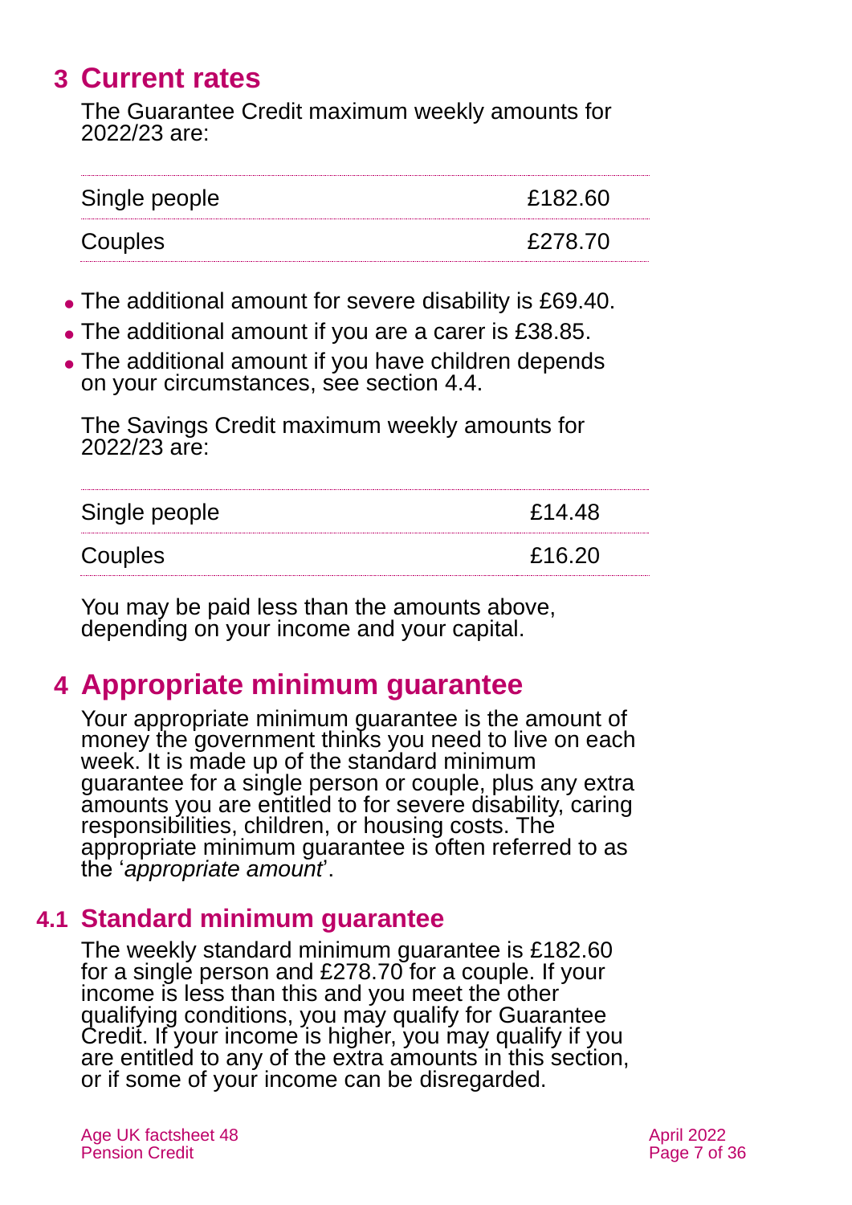# 3 Current rates

The Guarantee Credit maximum weekly amounts for 2022/23 are:

| | |
|---|---|
| Single people | £182.60 |
| Couples | £278.70 |

- The additional amount for severe disability is £69.40.
- The additional amount if you are a carer is £38.85.
- The additional amount if you have children depends on your circumstances, see section 4.4.

The Savings Credit maximum weekly amounts for 2022/23 are:

| | |
|---|---|
| Single people | £14.48 |
| Couples | £16.20 |

You may be paid less than the amounts above, depending on your income and your capital.

# 4 Appropriate minimum guarantee

Your appropriate minimum guarantee is the amount of money the government thinks you need to live on each week. It is made up of the standard minimum guarantee for a single person or couple, plus any extra amounts you are entitled to for severe disability, caring responsibilities, children, or housing costs. The appropriate minimum guarantee is often referred to as the '*appropriate amount*'.

## 4.1 Standard minimum guarantee

The weekly standard minimum guarantee is £182.60 for a single person and £278.70 for a couple. If your income is less than this and you meet the other qualifying conditions, you may qualify for Guarantee Credit. If your income is higher, you may qualify if you are entitled to any of the extra amounts in this section, or if some of your income can be disregarded.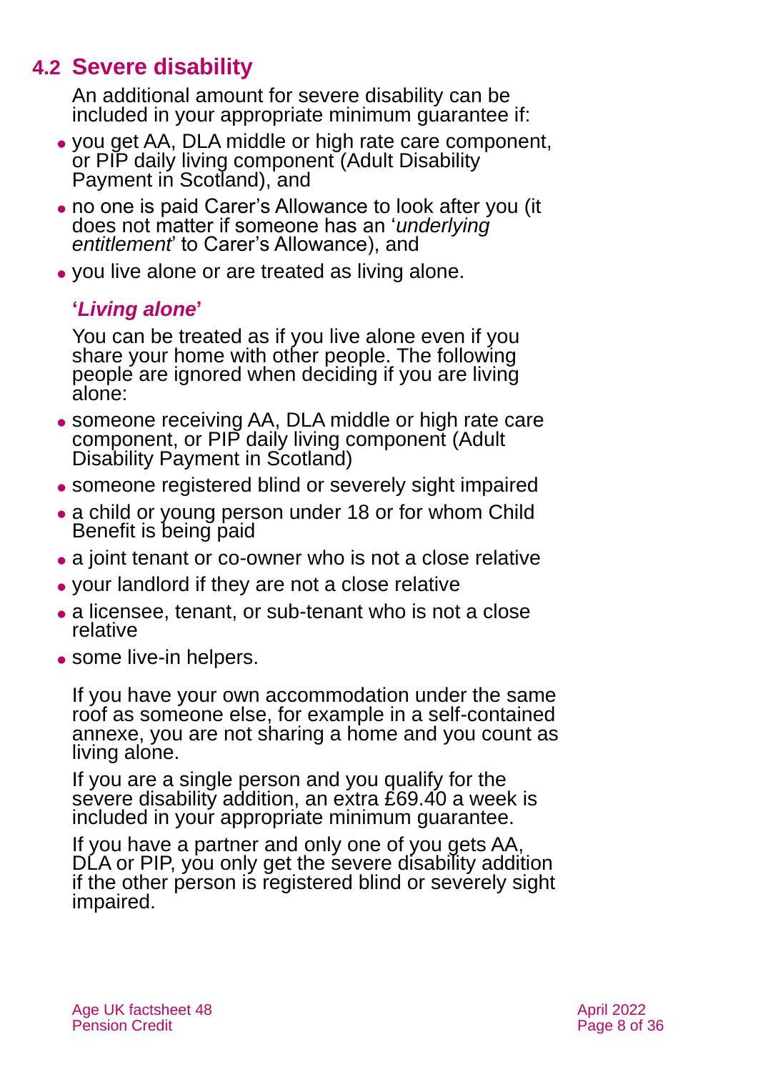## 4.2 Severe disability

An additional amount for severe disability can be included in your appropriate minimum guarantee if:

- you get AA, DLA middle or high rate care component, or PIP daily living component (Adult Disability Payment in Scotland), and
- no one is paid Carer's Allowance to look after you (it does not matter if someone has an '*underlying entitlement*' to Carer's Allowance), and
- you live alone or are treated as living alone.

### '*Living alone*'

You can be treated as if you live alone even if you share your home with other people. The following people are ignored when deciding if you are living alone:

- someone receiving AA, DLA middle or high rate care component, or PIP daily living component (Adult Disability Payment in Scotland)
- someone registered blind or severely sight impaired
- a child or young person under 18 or for whom Child Benefit is being paid
- a joint tenant or co-owner who is not a close relative
- your landlord if they are not a close relative
- a licensee, tenant, or sub-tenant who is not a close relative
- some live-in helpers.

If you have your own accommodation under the same roof as someone else, for example in a self-contained annexe, you are not sharing a home and you count as living alone.

If you are a single person and you qualify for the severe disability addition, an extra £69.40 a week is included in your appropriate minimum guarantee.

If you have a partner and only one of you gets AA, DLA or PIP, you only get the severe disability addition if the other person is registered blind or severely sight impaired.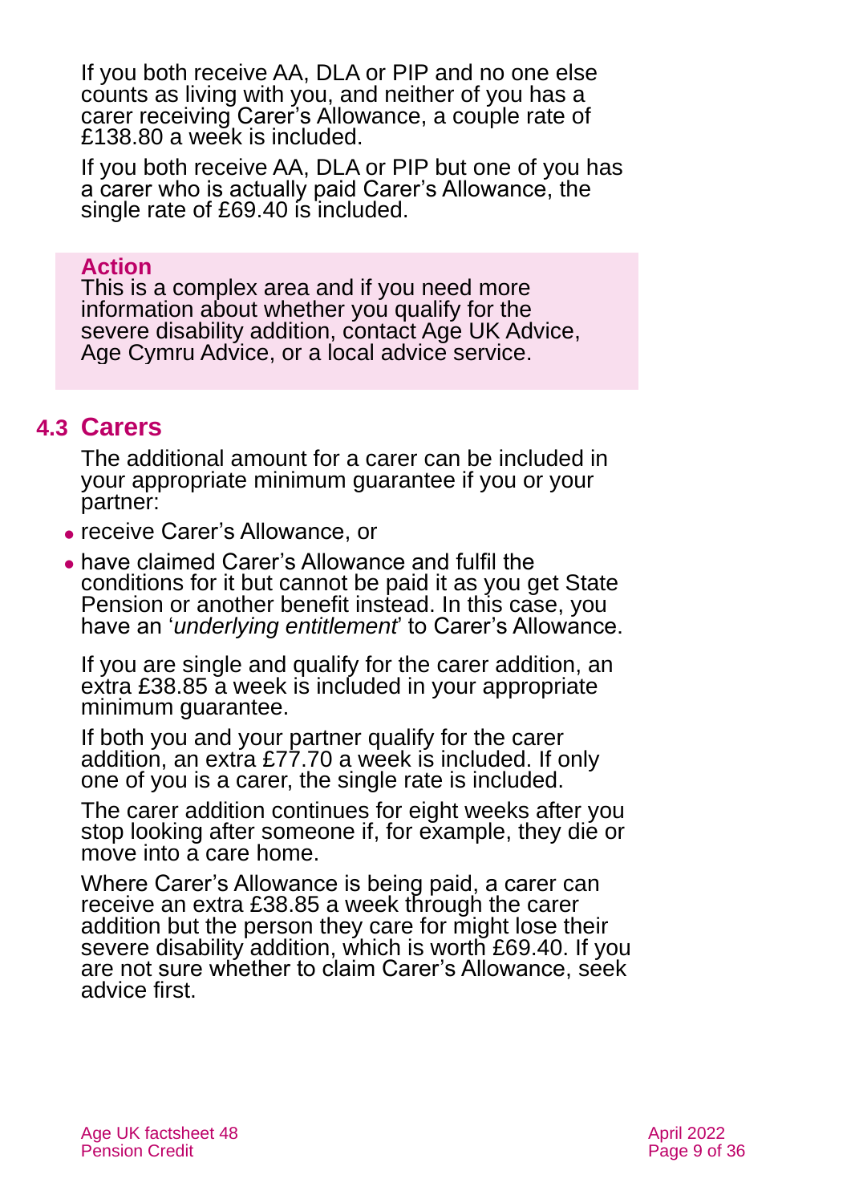If you both receive AA, DLA or PIP and no one else counts as living with you, and neither of you has a carer receiving Carer's Allowance, a couple rate of £138.80 a week is included.

If you both receive AA, DLA or PIP but one of you has a carer who is actually paid Carer's Allowance, the single rate of £69.40 is included.

**Action**
This is a complex area and if you need more information about whether you qualify for the severe disability addition, contact Age UK Advice, Age Cymru Advice, or a local advice service.

## 4.3 Carers

The additional amount for a carer can be included in your appropriate minimum guarantee if you or your partner:

- receive Carer's Allowance, or
- have claimed Carer's Allowance and fulfil the conditions for it but cannot be paid it as you get State Pension or another benefit instead. In this case, you have an '*underlying entitlement*' to Carer's Allowance.

If you are single and qualify for the carer addition, an extra £38.85 a week is included in your appropriate minimum guarantee.

If both you and your partner qualify for the carer addition, an extra £77.70 a week is included. If only one of you is a carer, the single rate is included.

The carer addition continues for eight weeks after you stop looking after someone if, for example, they die or move into a care home.

Where Carer's Allowance is being paid, a carer can receive an extra £38.85 a week through the carer addition but the person they care for might lose their severe disability addition, which is worth £69.40. If you are not sure whether to claim Carer's Allowance, seek advice first.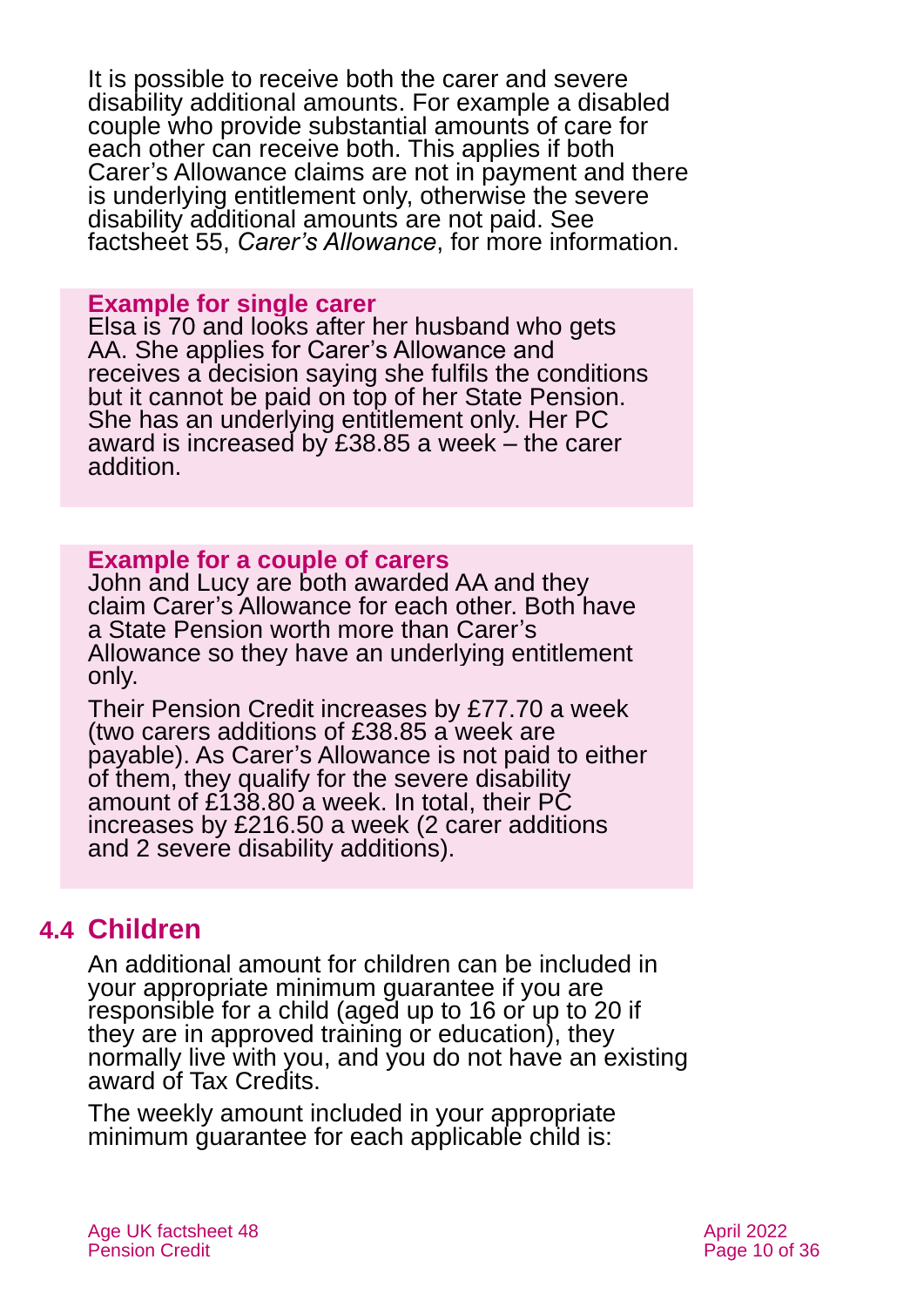It is possible to receive both the carer and severe disability additional amounts. For example a disabled couple who provide substantial amounts of care for each other can receive both. This applies if both Carer's Allowance claims are not in payment and there is underlying entitlement only, otherwise the severe disability additional amounts are not paid. See factsheet 55, *Carer's Allowance*, for more information.

**Example for single carer**

Elsa is 70 and looks after her husband who gets AA. She applies for Carer's Allowance and receives a decision saying she fulfils the conditions but it cannot be paid on top of her State Pension. She has an underlying entitlement only. Her PC award is increased by £38.85 a week – the carer addition.

**Example for a couple of carers**

John and Lucy are both awarded AA and they claim Carer's Allowance for each other. Both have a State Pension worth more than Carer's Allowance so they have an underlying entitlement only.

Their Pension Credit increases by £77.70 a week (two carers additions of £38.85 a week are payable). As Carer's Allowance is not paid to either of them, they qualify for the severe disability amount of £138.80 a week. In total, their PC increases by £216.50 a week (2 carer additions and 2 severe disability additions).

## 4.4 Children

An additional amount for children can be included in your appropriate minimum guarantee if you are responsible for a child (aged up to 16 or up to 20 if they are in approved training or education), they normally live with you, and you do not have an existing award of Tax Credits.

The weekly amount included in your appropriate minimum guarantee for each applicable child is: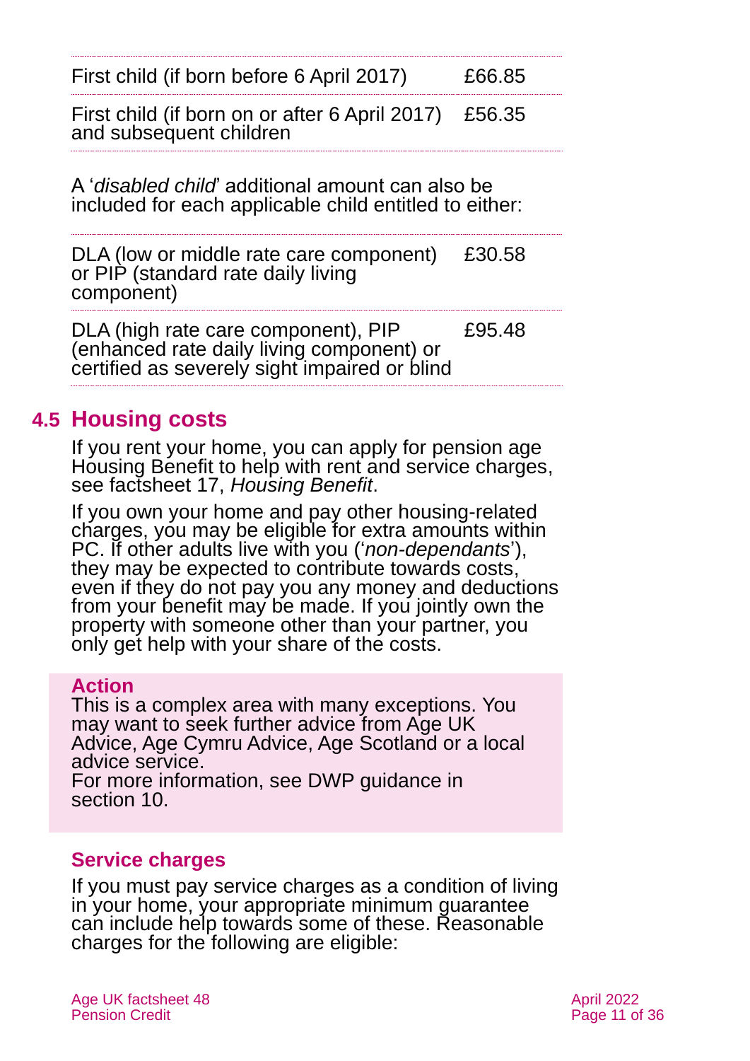| | |
|---|---|
| First child (if born before 6 April 2017) | £66.85 |
| First child (if born on or after 6 April 2017) and subsequent children | £56.35 |

A '*disabled child*' additional amount can also be included for each applicable child entitled to either:

| | |
|---|---|
| DLA (low or middle rate care component) or PIP (standard rate daily living component) | £30.58 |
| DLA (high rate care component), PIP (enhanced rate daily living component) or certified as severely sight impaired or blind | £95.48 |

## 4.5 Housing costs

If you rent your home, you can apply for pension age Housing Benefit to help with rent and service charges, see factsheet 17, *Housing Benefit*.

If you own your home and pay other housing-related charges, you may be eligible for extra amounts within PC. If other adults live with you ('*non-dependants*'), they may be expected to contribute towards costs, even if they do not pay you any money and deductions from your benefit may be made. If you jointly own the property with someone other than your partner, you only get help with your share of the costs.

**Action**
This is a complex area with many exceptions. You may want to seek further advice from Age UK Advice, Age Cymru Advice, Age Scotland or a local advice service.
For more information, see DWP guidance in section 10.

### Service charges

If you must pay service charges as a condition of living in your home, your appropriate minimum guarantee can include help towards some of these. Reasonable charges for the following are eligible: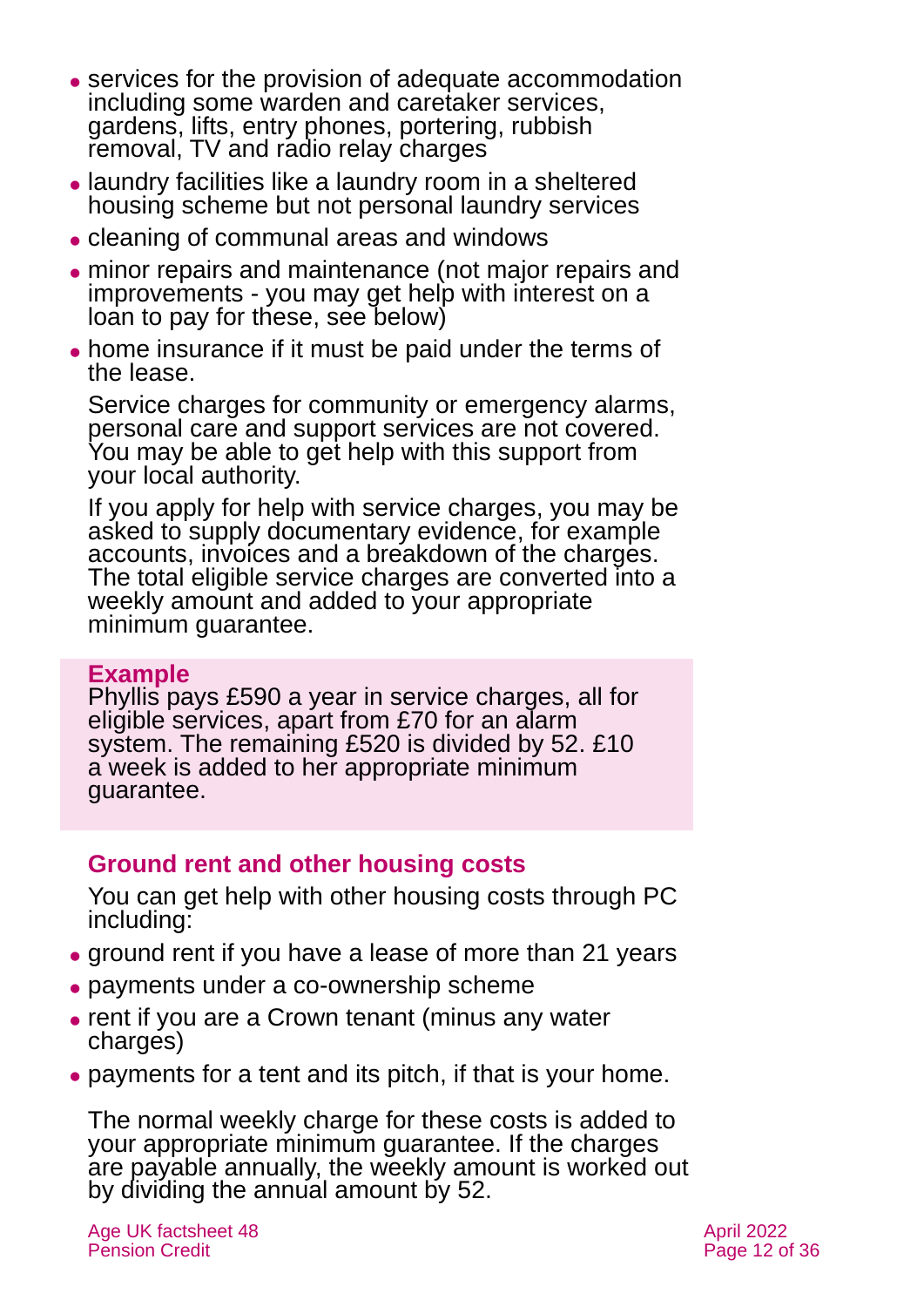- services for the provision of adequate accommodation including some warden and caretaker services, gardens, lifts, entry phones, portering, rubbish removal, TV and radio relay charges
- laundry facilities like a laundry room in a sheltered housing scheme but not personal laundry services
- cleaning of communal areas and windows
- minor repairs and maintenance (not major repairs and improvements - you may get help with interest on a loan to pay for these, see below)
- home insurance if it must be paid under the terms of the lease.

Service charges for community or emergency alarms, personal care and support services are not covered. You may be able to get help with this support from your local authority.

If you apply for help with service charges, you may be asked to supply documentary evidence, for example accounts, invoices and a breakdown of the charges. The total eligible service charges are converted into a weekly amount and added to your appropriate minimum guarantee.

**Example**
Phyllis pays £590 a year in service charges, all for eligible services, apart from £70 for an alarm system. The remaining £520 is divided by 52. £10 a week is added to her appropriate minimum guarantee.

## Ground rent and other housing costs

You can get help with other housing costs through PC including:

- ground rent if you have a lease of more than 21 years
- payments under a co-ownership scheme
- rent if you are a Crown tenant (minus any water charges)
- payments for a tent and its pitch, if that is your home.

The normal weekly charge for these costs is added to your appropriate minimum guarantee. If the charges are payable annually, the weekly amount is worked out by dividing the annual amount by 52.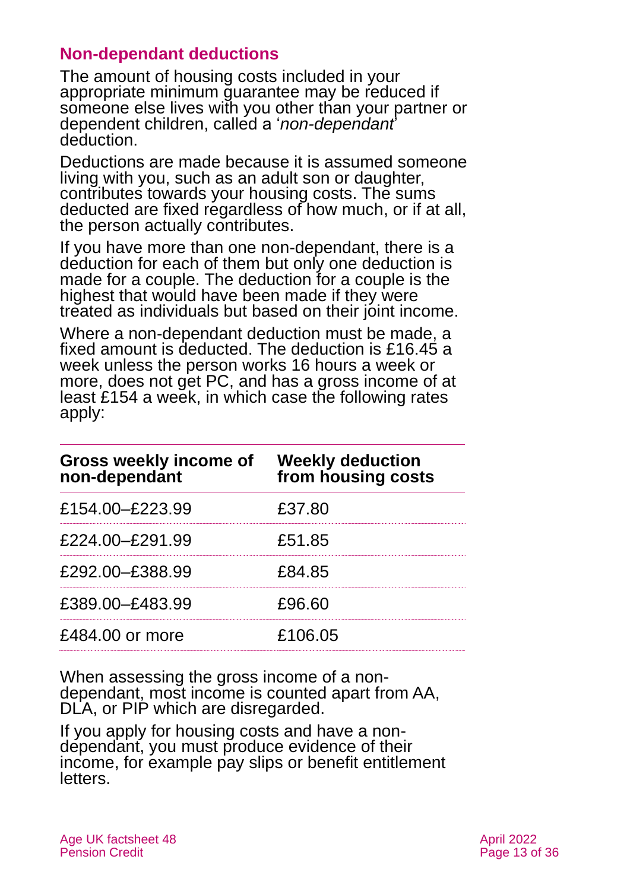## Non-dependant deductions

The amount of housing costs included in your appropriate minimum guarantee may be reduced if someone else lives with you other than your partner or dependent children, called a '*non-dependant*' deduction.

Deductions are made because it is assumed someone living with you, such as an adult son or daughter, contributes towards your housing costs. The sums deducted are fixed regardless of how much, or if at all, the person actually contributes.

If you have more than one non-dependant, there is a deduction for each of them but only one deduction is made for a couple. The deduction for a couple is the highest that would have been made if they were treated as individuals but based on their joint income.

Where a non-dependant deduction must be made, a fixed amount is deducted. The deduction is £16.45 a week unless the person works 16 hours a week or more, does not get PC, and has a gross income of at least £154 a week, in which case the following rates apply:

| Gross weekly income of non-dependant | Weekly deduction from housing costs |
|---|---|
| £154.00–£223.99 | £37.80 |
| £224.00–£291.99 | £51.85 |
| £292.00–£388.99 | £84.85 |
| £389.00–£483.99 | £96.60 |
| £484.00 or more | £106.05 |

When assessing the gross income of a non-dependant, most income is counted apart from AA, DLA, or PIP which are disregarded.

If you apply for housing costs and have a non-dependant, you must produce evidence of their income, for example pay slips or benefit entitlement letters.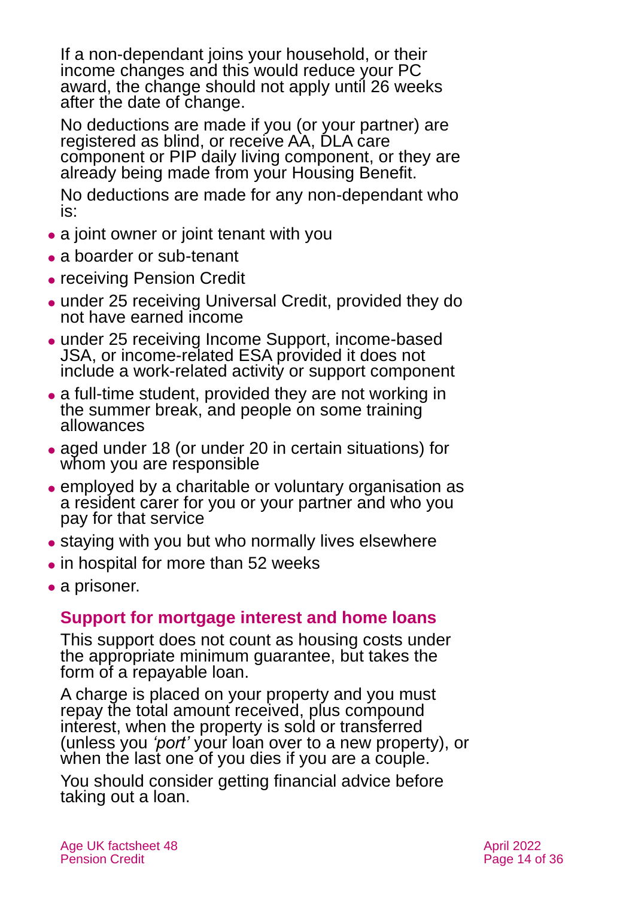If a non-dependant joins your household, or their income changes and this would reduce your PC award, the change should not apply until 26 weeks after the date of change.

No deductions are made if you (or your partner) are registered as blind, or receive AA, DLA care component or PIP daily living component, or they are already being made from your Housing Benefit.

No deductions are made for any non-dependant who is:

- a joint owner or joint tenant with you
- a boarder or sub-tenant
- receiving Pension Credit
- under 25 receiving Universal Credit, provided they do not have earned income
- under 25 receiving Income Support, income-based JSA, or income-related ESA provided it does not include a work-related activity or support component
- a full-time student, provided they are not working in the summer break, and people on some training allowances
- aged under 18 (or under 20 in certain situations) for whom you are responsible
- employed by a charitable or voluntary organisation as a resident carer for you or your partner and who you pay for that service
- staying with you but who normally lives elsewhere
- in hospital for more than 52 weeks
- a prisoner.

### Support for mortgage interest and home loans

This support does not count as housing costs under the appropriate minimum guarantee, but takes the form of a repayable loan.

A charge is placed on your property and you must repay the total amount received, plus compound interest, when the property is sold or transferred (unless you *'port'* your loan over to a new property), or when the last one of you dies if you are a couple.

You should consider getting financial advice before taking out a loan.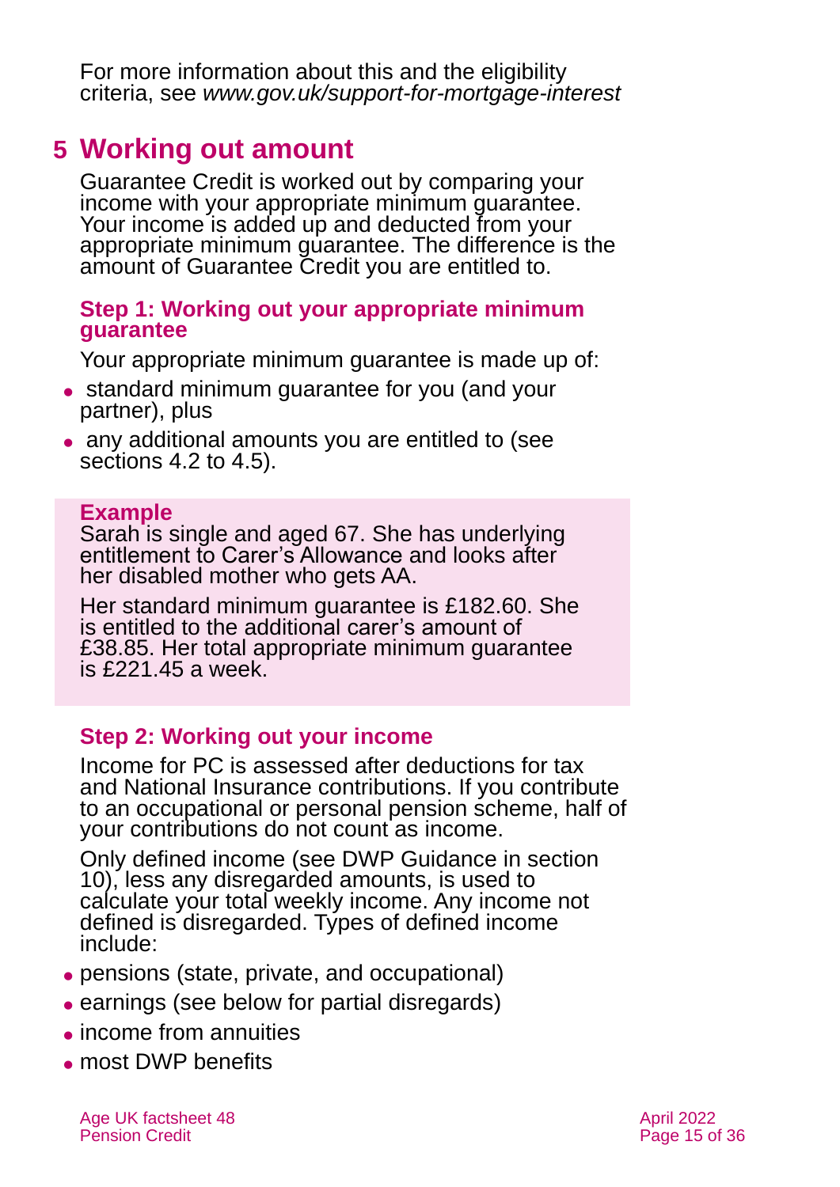For more information about this and the eligibility criteria, see *www.gov.uk/support-for-mortgage-interest*

## 5 Working out amount

Guarantee Credit is worked out by comparing your income with your appropriate minimum guarantee. Your income is added up and deducted from your appropriate minimum guarantee. The difference is the amount of Guarantee Credit you are entitled to.

### Step 1: Working out your appropriate minimum guarantee

Your appropriate minimum guarantee is made up of:

- standard minimum guarantee for you (and your partner), plus
- any additional amounts you are entitled to (see sections 4.2 to 4.5).

**Example**

Sarah is single and aged 67. She has underlying entitlement to Carer's Allowance and looks after her disabled mother who gets AA.

Her standard minimum guarantee is £182.60. She is entitled to the additional carer's amount of £38.85. Her total appropriate minimum guarantee is £221.45 a week.

### Step 2: Working out your income

Income for PC is assessed after deductions for tax and National Insurance contributions. If you contribute to an occupational or personal pension scheme, half of your contributions do not count as income.

Only defined income (see DWP Guidance in section 10), less any disregarded amounts, is used to calculate your total weekly income. Any income not defined is disregarded. Types of defined income include:

- pensions (state, private, and occupational)
- earnings (see below for partial disregards)
- income from annuities
- most DWP benefits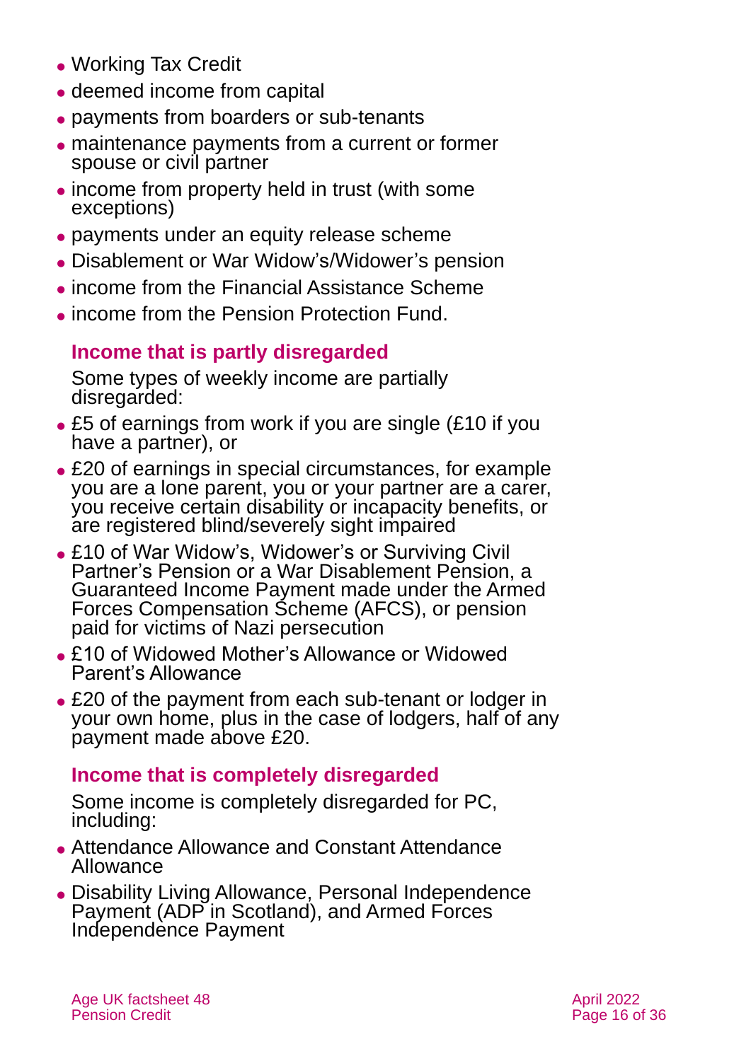- Working Tax Credit
- deemed income from capital
- payments from boarders or sub-tenants
- maintenance payments from a current or former spouse or civil partner
- income from property held in trust (with some exceptions)
- payments under an equity release scheme
- Disablement or War Widow's/Widower's pension
- income from the Financial Assistance Scheme
- income from the Pension Protection Fund.

### Income that is partly disregarded

Some types of weekly income are partially disregarded:

- £5 of earnings from work if you are single (£10 if you have a partner), or
- £20 of earnings in special circumstances, for example you are a lone parent, you or your partner are a carer, you receive certain disability or incapacity benefits, or are registered blind/severely sight impaired
- £10 of War Widow's, Widower's or Surviving Civil Partner's Pension or a War Disablement Pension, a Guaranteed Income Payment made under the Armed Forces Compensation Scheme (AFCS), or pension paid for victims of Nazi persecution
- £10 of Widowed Mother's Allowance or Widowed Parent's Allowance
- £20 of the payment from each sub-tenant or lodger in your own home, plus in the case of lodgers, half of any payment made above £20.

### Income that is completely disregarded

Some income is completely disregarded for PC, including:

- Attendance Allowance and Constant Attendance Allowance
- Disability Living Allowance, Personal Independence Payment (ADP in Scotland), and Armed Forces Independence Payment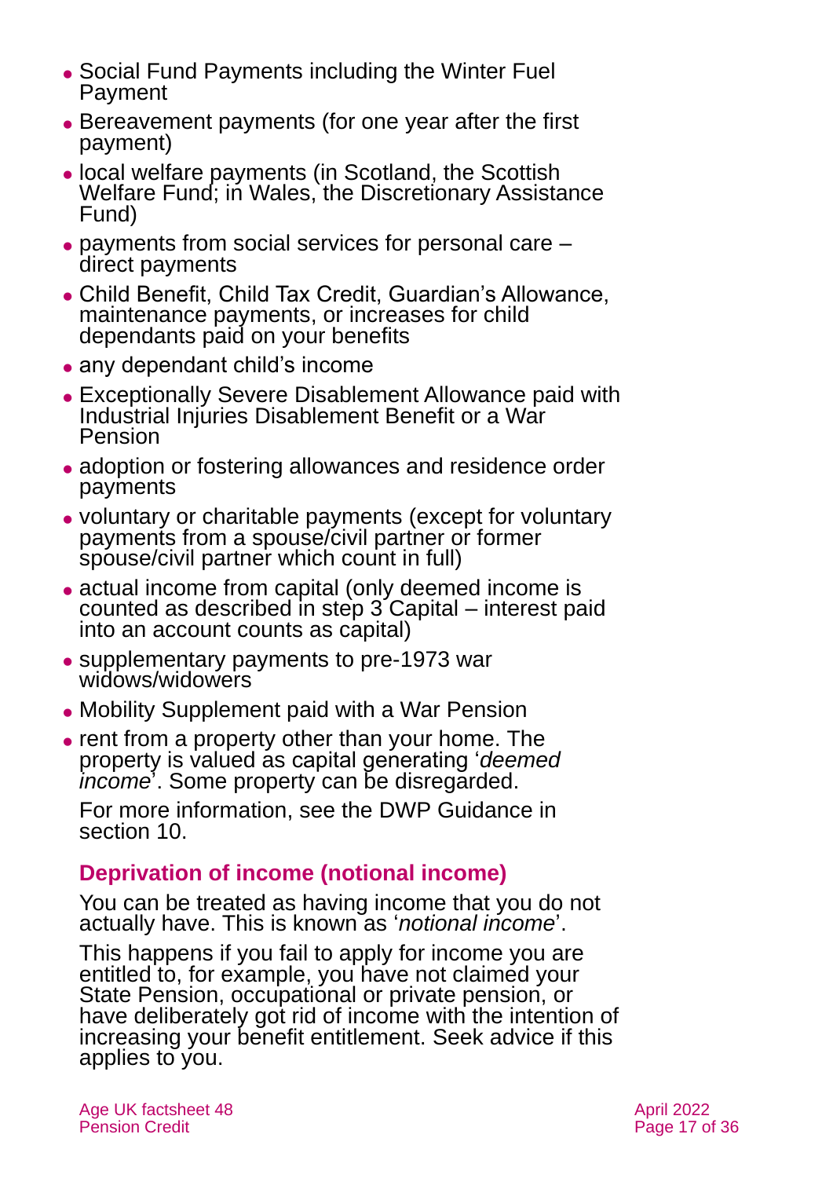- Social Fund Payments including the Winter Fuel Payment
- Bereavement payments (for one year after the first payment)
- local welfare payments (in Scotland, the Scottish Welfare Fund; in Wales, the Discretionary Assistance Fund)
- payments from social services for personal care – direct payments
- Child Benefit, Child Tax Credit, Guardian's Allowance, maintenance payments, or increases for child dependants paid on your benefits
- any dependant child's income
- Exceptionally Severe Disablement Allowance paid with Industrial Injuries Disablement Benefit or a War Pension
- adoption or fostering allowances and residence order payments
- voluntary or charitable payments (except for voluntary payments from a spouse/civil partner or former spouse/civil partner which count in full)
- actual income from capital (only deemed income is counted as described in step 3 Capital – interest paid into an account counts as capital)
- supplementary payments to pre-1973 war widows/widowers
- Mobility Supplement paid with a War Pension
- rent from a property other than your home. The property is valued as capital generating '*deemed income*'. Some property can be disregarded.

  For more information, see the DWP Guidance in section 10.

### Deprivation of income (notional income)

You can be treated as having income that you do not actually have. This is known as '*notional income*'.

This happens if you fail to apply for income you are entitled to, for example, you have not claimed your State Pension, occupational or private pension, or have deliberately got rid of income with the intention of increasing your benefit entitlement. Seek advice if this applies to you.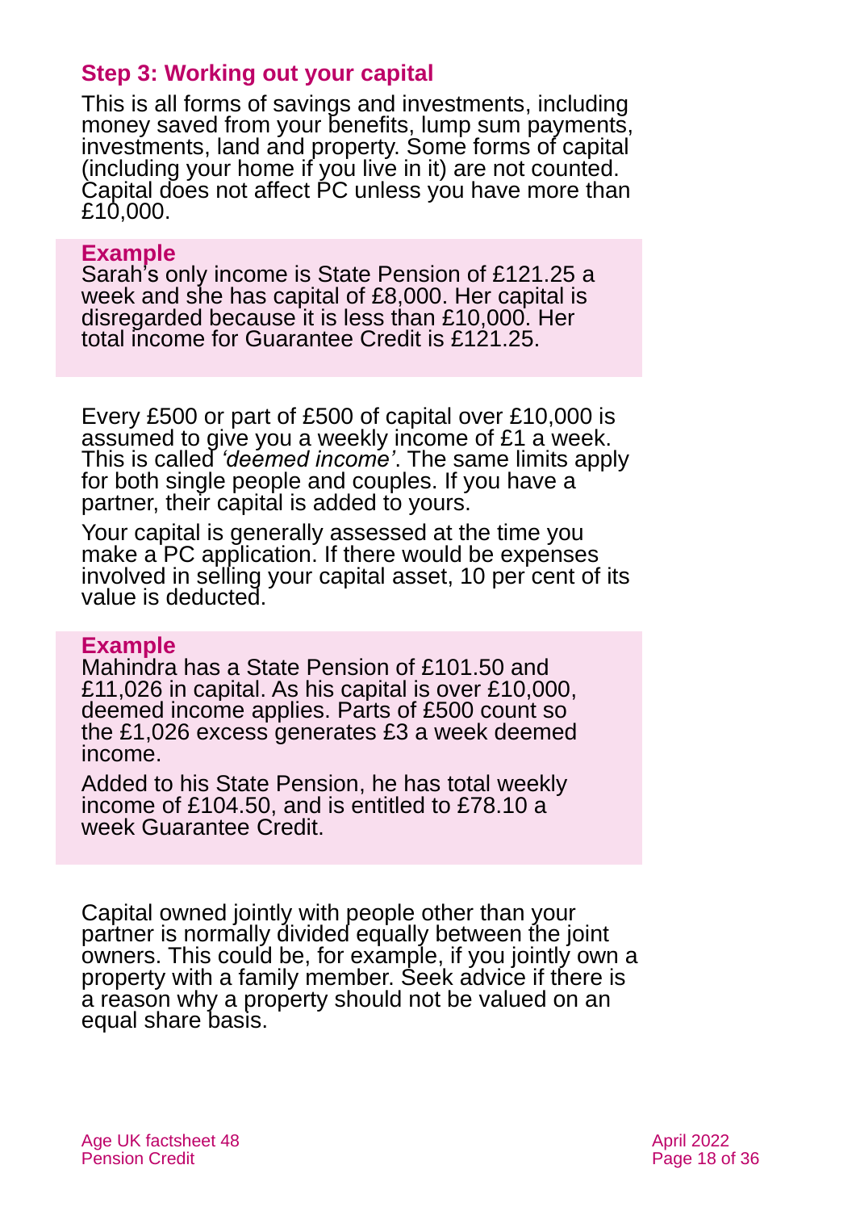### Step 3: Working out your capital

This is all forms of savings and investments, including money saved from your benefits, lump sum payments, investments, land and property. Some forms of capital (including your home if you live in it) are not counted. Capital does not affect PC unless you have more than £10,000.

**Example**
Sarah's only income is State Pension of £121.25 a week and she has capital of £8,000. Her capital is disregarded because it is less than £10,000. Her total income for Guarantee Credit is £121.25.

Every £500 or part of £500 of capital over £10,000 is assumed to give you a weekly income of £1 a week. This is called *'deemed income'*. The same limits apply for both single people and couples. If you have a partner, their capital is added to yours.

Your capital is generally assessed at the time you make a PC application. If there would be expenses involved in selling your capital asset, 10 per cent of its value is deducted.

**Example**
Mahindra has a State Pension of £101.50 and £11,026 in capital. As his capital is over £10,000, deemed income applies. Parts of £500 count so the £1,026 excess generates £3 a week deemed income.

Added to his State Pension, he has total weekly income of £104.50, and is entitled to £78.10 a week Guarantee Credit.

Capital owned jointly with people other than your partner is normally divided equally between the joint owners. This could be, for example, if you jointly own a property with a family member. Seek advice if there is a reason why a property should not be valued on an equal share basis.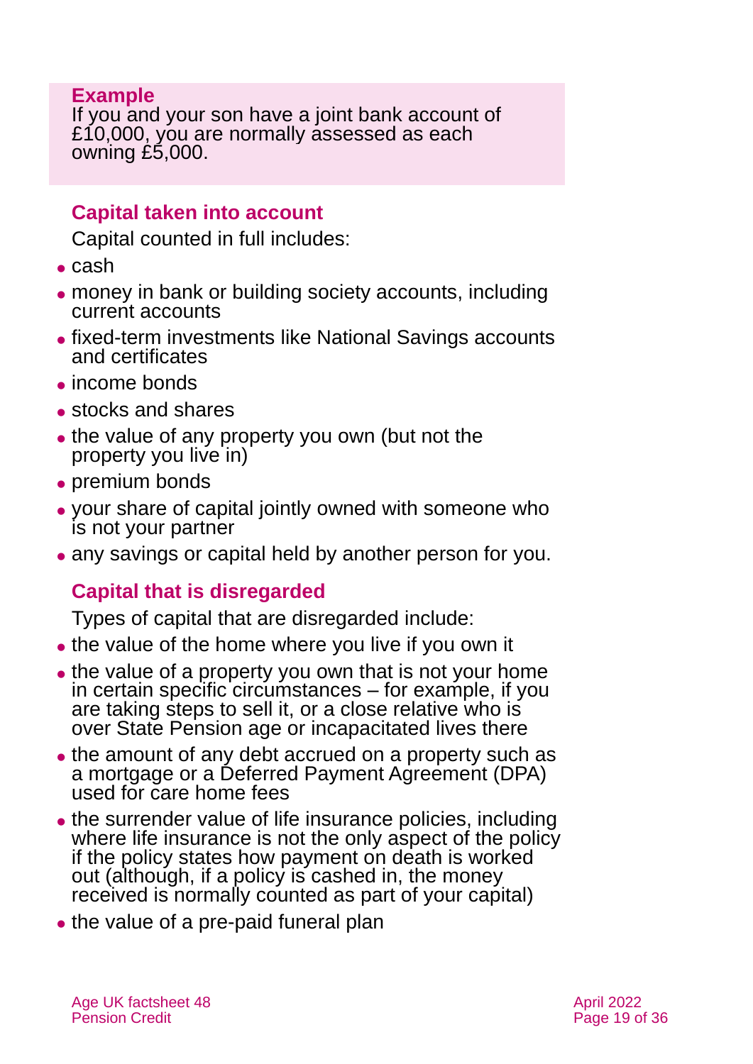**Example**
If you and your son have a joint bank account of £10,000, you are normally assessed as each owning £5,000.

## Capital taken into account

Capital counted in full includes:

- cash
- money in bank or building society accounts, including current accounts
- fixed-term investments like National Savings accounts and certificates
- income bonds
- stocks and shares
- the value of any property you own (but not the property you live in)
- premium bonds
- your share of capital jointly owned with someone who is not your partner
- any savings or capital held by another person for you.

## Capital that is disregarded

Types of capital that are disregarded include:

- the value of the home where you live if you own it
- the value of a property you own that is not your home in certain specific circumstances – for example, if you are taking steps to sell it, or a close relative who is over State Pension age or incapacitated lives there
- the amount of any debt accrued on a property such as a mortgage or a Deferred Payment Agreement (DPA) used for care home fees
- the surrender value of life insurance policies, including where life insurance is not the only aspect of the policy if the policy states how payment on death is worked out (although, if a policy is cashed in, the money received is normally counted as part of your capital)
- the value of a pre-paid funeral plan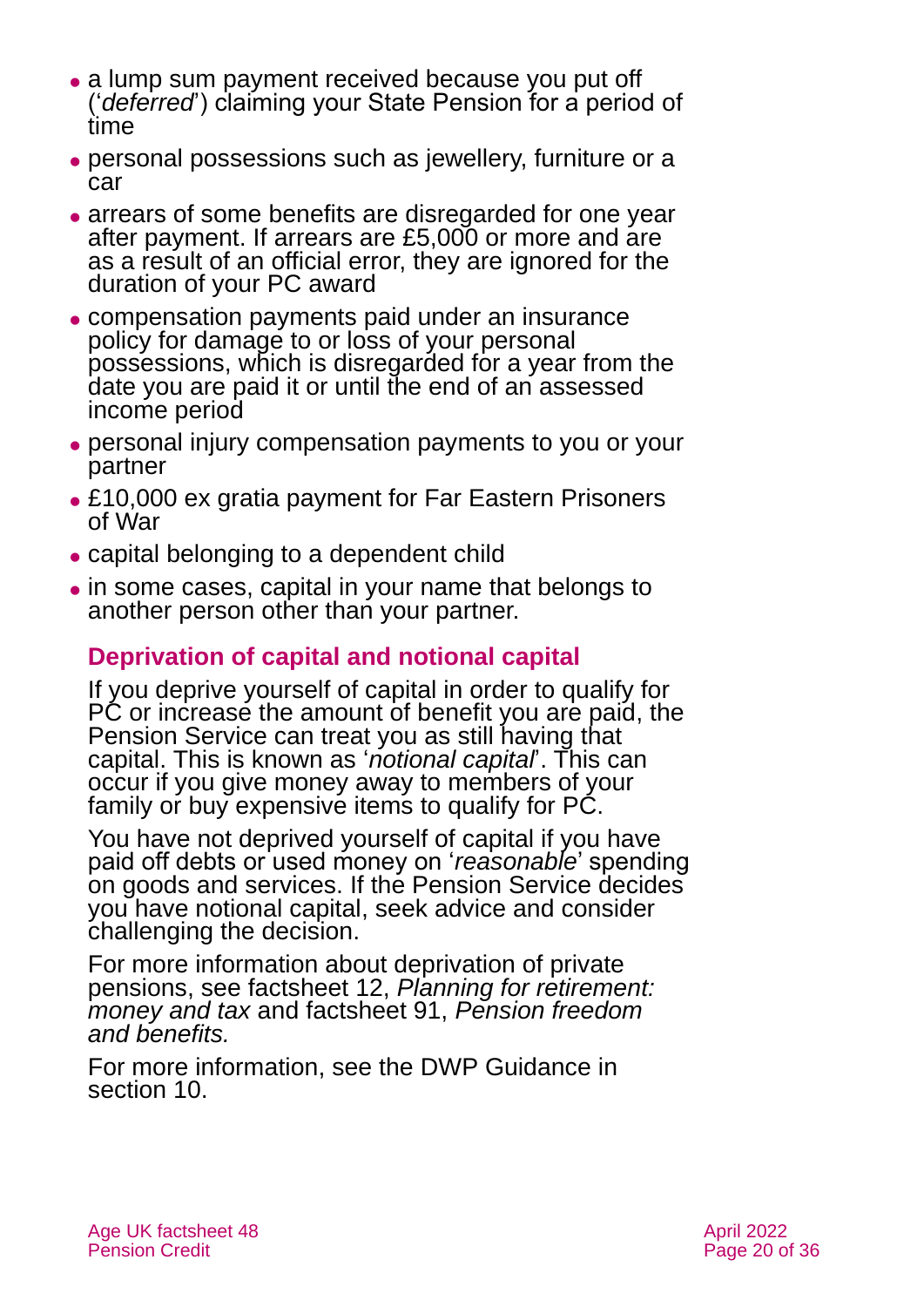- a lump sum payment received because you put off (‘*deferred*’) claiming your State Pension for a period of time
- personal possessions such as jewellery, furniture or a car
- arrears of some benefits are disregarded for one year after payment. If arrears are £5,000 or more and are as a result of an official error, they are ignored for the duration of your PC award
- compensation payments paid under an insurance policy for damage to or loss of your personal possessions, which is disregarded for a year from the date you are paid it or until the end of an assessed income period
- personal injury compensation payments to you or your partner
- £10,000 ex gratia payment for Far Eastern Prisoners of War
- capital belonging to a dependent child
- in some cases, capital in your name that belongs to another person other than your partner.

## Deprivation of capital and notional capital

If you deprive yourself of capital in order to qualify for PC or increase the amount of benefit you are paid, the Pension Service can treat you as still having that capital. This is known as ‘*notional capital*’. This can occur if you give money away to members of your family or buy expensive items to qualify for PC.

You have not deprived yourself of capital if you have paid off debts or used money on ‘*reasonable*’ spending on goods and services. If the Pension Service decides you have notional capital, seek advice and consider challenging the decision.

For more information about deprivation of private pensions, see factsheet 12, *Planning for retirement: money and tax* and factsheet 91, *Pension freedom and benefits.*

For more information, see the DWP Guidance in section 10.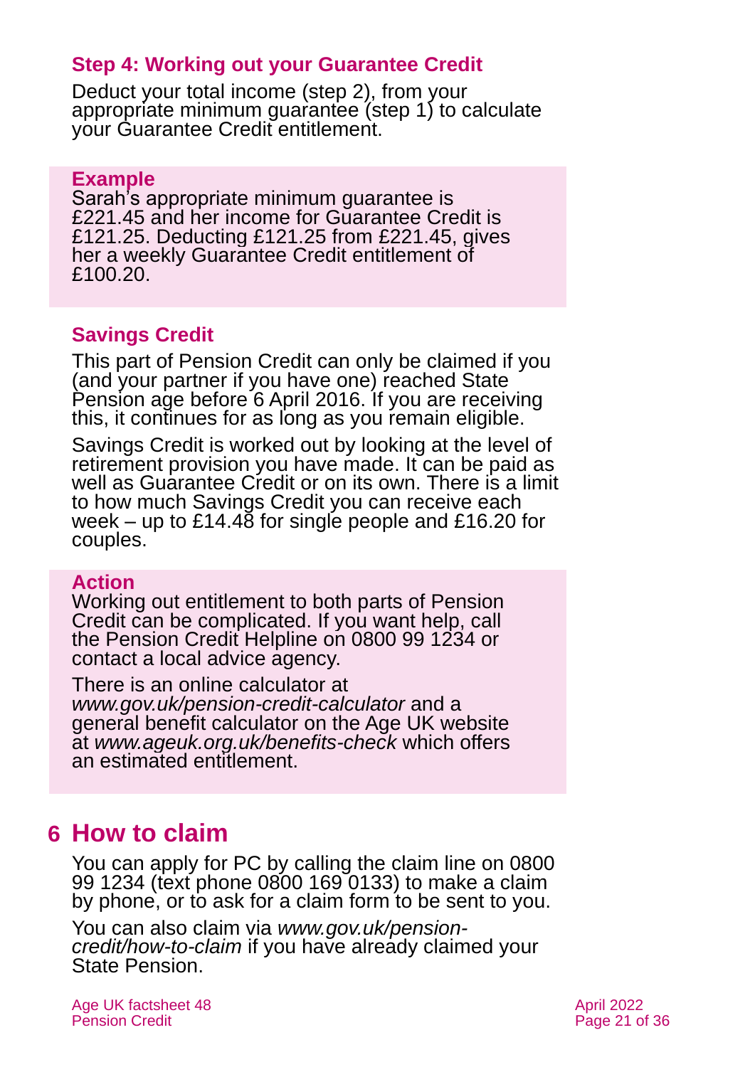### Step 4: Working out your Guarantee Credit

Deduct your total income (step 2), from your appropriate minimum guarantee (step 1) to calculate your Guarantee Credit entitlement.

**Example**

Sarah's appropriate minimum guarantee is £221.45 and her income for Guarantee Credit is £121.25. Deducting £121.25 from £221.45, gives her a weekly Guarantee Credit entitlement of £100.20.

### Savings Credit

This part of Pension Credit can only be claimed if you (and your partner if you have one) reached State Pension age before 6 April 2016. If you are receiving this, it continues for as long as you remain eligible.

Savings Credit is worked out by looking at the level of retirement provision you have made. It can be paid as well as Guarantee Credit or on its own. There is a limit to how much Savings Credit you can receive each week – up to £14.48 for single people and £16.20 for couples.

**Action**

Working out entitlement to both parts of Pension Credit can be complicated. If you want help, call the Pension Credit Helpline on 0800 99 1234 or contact a local advice agency.

There is an online calculator at *www.gov.uk/pension-credit-calculator* and a general benefit calculator on the Age UK website at *www.ageuk.org.uk/benefits-check* which offers an estimated entitlement.

## 6 How to claim

You can apply for PC by calling the claim line on 0800 99 1234 (text phone 0800 169 0133) to make a claim by phone, or to ask for a claim form to be sent to you.

You can also claim via *www.gov.uk/pension-credit/how-to-claim* if you have already claimed your State Pension.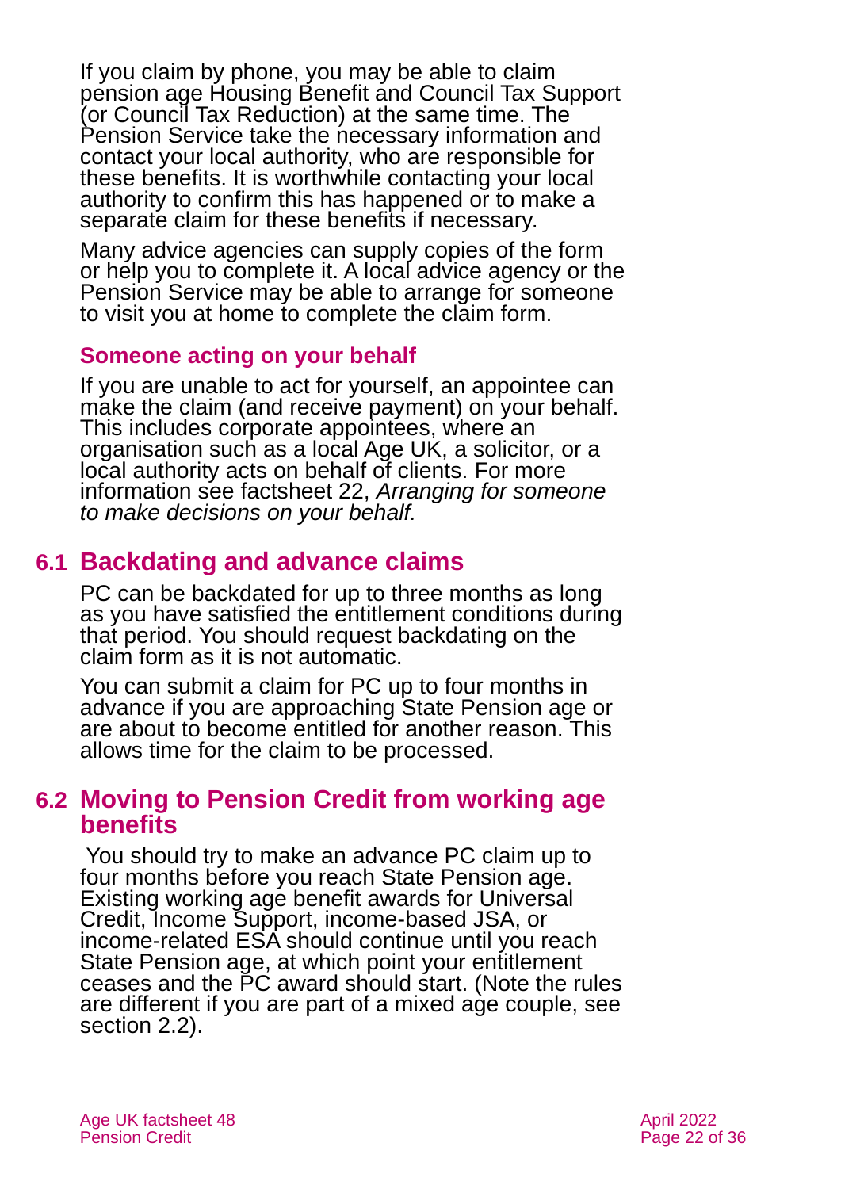If you claim by phone, you may be able to claim pension age Housing Benefit and Council Tax Support (or Council Tax Reduction) at the same time. The Pension Service take the necessary information and contact your local authority, who are responsible for these benefits. It is worthwhile contacting your local authority to confirm this has happened or to make a separate claim for these benefits if necessary.

Many advice agencies can supply copies of the form or help you to complete it. A local advice agency or the Pension Service may be able to arrange for someone to visit you at home to complete the claim form.

### Someone acting on your behalf

If you are unable to act for yourself, an appointee can make the claim (and receive payment) on your behalf. This includes corporate appointees, where an organisation such as a local Age UK, a solicitor, or a local authority acts on behalf of clients. For more information see factsheet 22, *Arranging for someone to make decisions on your behalf.*

## 6.1 Backdating and advance claims

PC can be backdated for up to three months as long as you have satisfied the entitlement conditions during that period. You should request backdating on the claim form as it is not automatic.

You can submit a claim for PC up to four months in advance if you are approaching State Pension age or are about to become entitled for another reason. This allows time for the claim to be processed.

## 6.2 Moving to Pension Credit from working age benefits

You should try to make an advance PC claim up to four months before you reach State Pension age. Existing working age benefit awards for Universal Credit, Income Support, income-based JSA, or income-related ESA should continue until you reach State Pension age, at which point your entitlement ceases and the PC award should start. (Note the rules are different if you are part of a mixed age couple, see section 2.2).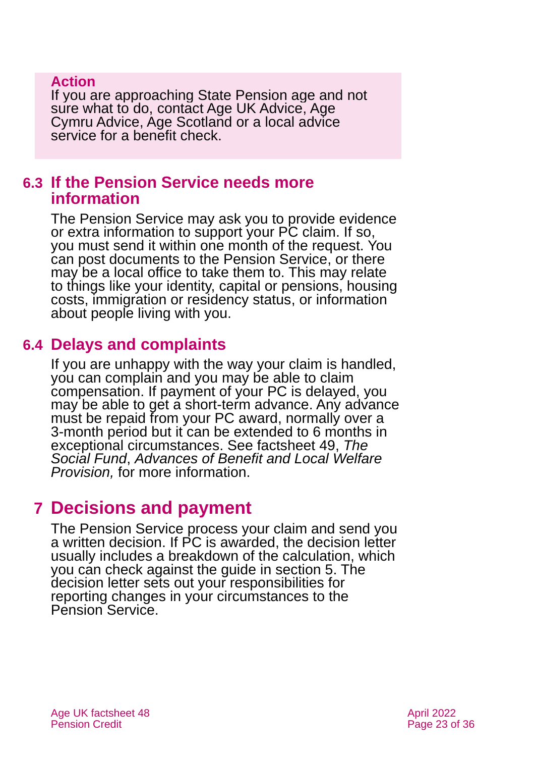**Action**
If you are approaching State Pension age and not sure what to do, contact Age UK Advice, Age Cymru Advice, Age Scotland or a local advice service for a benefit check.

## 6.3 If the Pension Service needs more information

The Pension Service may ask you to provide evidence or extra information to support your PC claim. If so, you must send it within one month of the request. You can post documents to the Pension Service, or there may be a local office to take them to. This may relate to things like your identity, capital or pensions, housing costs, immigration or residency status, or information about people living with you.

## 6.4 Delays and complaints

If you are unhappy with the way your claim is handled, you can complain and you may be able to claim compensation. If payment of your PC is delayed, you may be able to get a short-term advance. Any advance must be repaid from your PC award, normally over a 3-month period but it can be extended to 6 months in exceptional circumstances. See factsheet 49, *The Social Fund*, *Advances of Benefit and Local Welfare Provision,* for more information.

# 7 Decisions and payment

The Pension Service process your claim and send you a written decision. If PC is awarded, the decision letter usually includes a breakdown of the calculation, which you can check against the guide in section 5. The decision letter sets out your responsibilities for reporting changes in your circumstances to the Pension Service.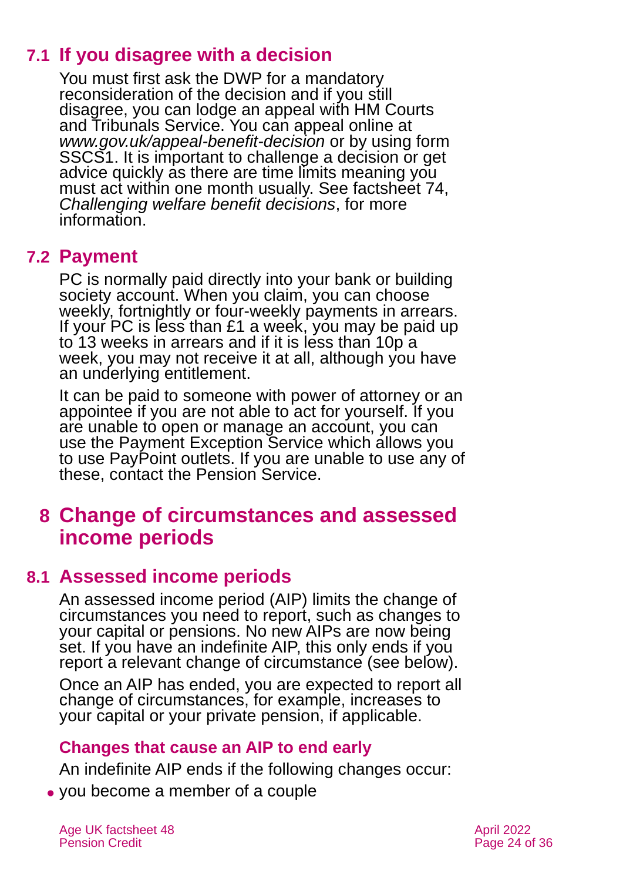### 7.1 If you disagree with a decision

You must first ask the DWP for a mandatory reconsideration of the decision and if you still disagree, you can lodge an appeal with HM Courts and Tribunals Service. You can appeal online at *www.gov.uk/appeal-benefit-decision* or by using form SSCS1. It is important to challenge a decision or get advice quickly as there are time limits meaning you must act within one month usually. See factsheet 74, *Challenging welfare benefit decisions*, for more information.

### 7.2 Payment

PC is normally paid directly into your bank or building society account. When you claim, you can choose weekly, fortnightly or four-weekly payments in arrears. If your PC is less than £1 a week, you may be paid up to 13 weeks in arrears and if it is less than 10p a week, you may not receive it at all, although you have an underlying entitlement.

It can be paid to someone with power of attorney or an appointee if you are not able to act for yourself. If you are unable to open or manage an account, you can use the Payment Exception Service which allows you to use PayPoint outlets. If you are unable to use any of these, contact the Pension Service.

## 8 Change of circumstances and assessed income periods

### 8.1 Assessed income periods

An assessed income period (AIP) limits the change of circumstances you need to report, such as changes to your capital or pensions. No new AIPs are now being set. If you have an indefinite AIP, this only ends if you report a relevant change of circumstance (see below).

Once an AIP has ended, you are expected to report all change of circumstances, for example, increases to your capital or your private pension, if applicable.

#### Changes that cause an AIP to end early

An indefinite AIP ends if the following changes occur:

- you become a member of a couple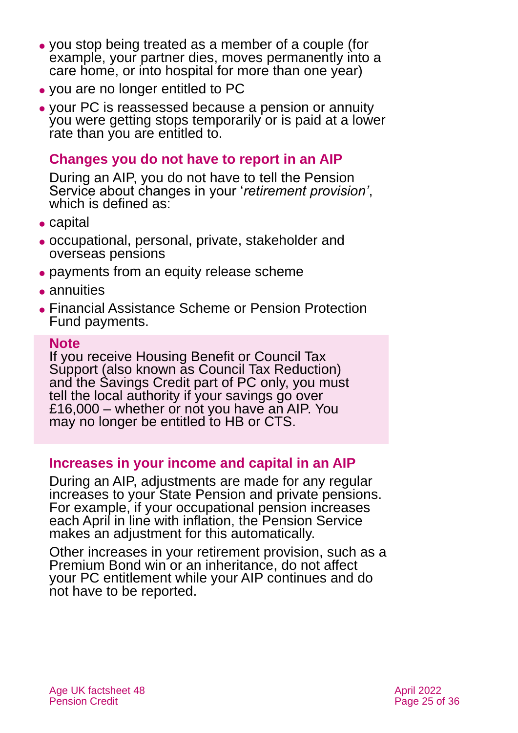- you stop being treated as a member of a couple (for example, your partner dies, moves permanently into a care home, or into hospital for more than one year)
- you are no longer entitled to PC
- your PC is reassessed because a pension or annuity you were getting stops temporarily or is paid at a lower rate than you are entitled to.

### Changes you do not have to report in an AIP

During an AIP, you do not have to tell the Pension Service about changes in your '*retirement provision'*, which is defined as:

- capital
- occupational, personal, private, stakeholder and overseas pensions
- payments from an equity release scheme
- annuities
- Financial Assistance Scheme or Pension Protection Fund payments.

**Note**

If you receive Housing Benefit or Council Tax Support (also known as Council Tax Reduction) and the Savings Credit part of PC only, you must tell the local authority if your savings go over £16,000 – whether or not you have an AIP. You may no longer be entitled to HB or CTS.

### Increases in your income and capital in an AIP

During an AIP, adjustments are made for any regular increases to your State Pension and private pensions. For example, if your occupational pension increases each April in line with inflation, the Pension Service makes an adjustment for this automatically.

Other increases in your retirement provision, such as a Premium Bond win or an inheritance, do not affect your PC entitlement while your AIP continues and do not have to be reported.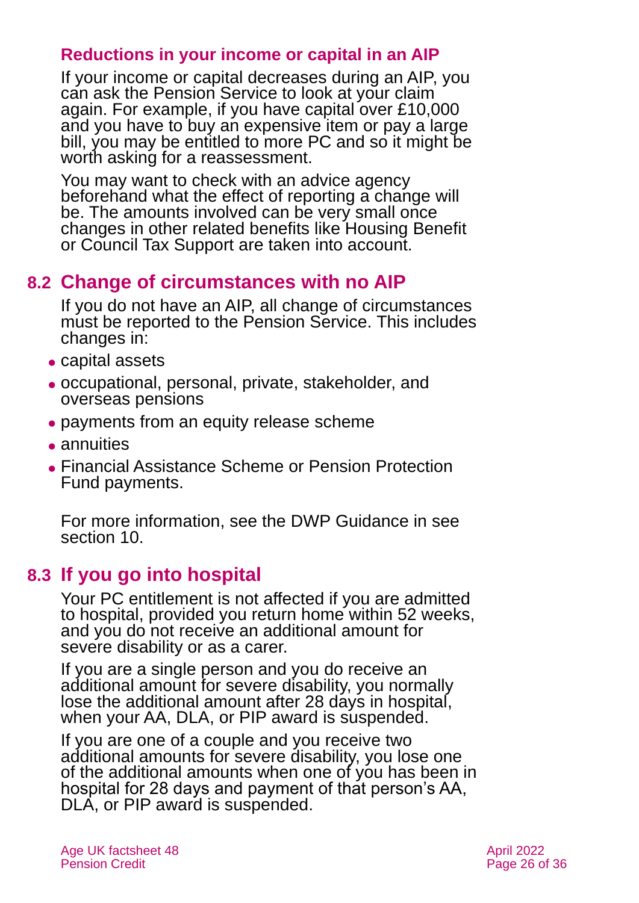### Reductions in your income or capital in an AIP

If your income or capital decreases during an AIP, you can ask the Pension Service to look at your claim again. For example, if you have capital over £10,000 and you have to buy an expensive item or pay a large bill, you may be entitled to more PC and so it might be worth asking for a reassessment.

You may want to check with an advice agency beforehand what the effect of reporting a change will be. The amounts involved can be very small once changes in other related benefits like Housing Benefit or Council Tax Support are taken into account.

## 8.2 Change of circumstances with no AIP

If you do not have an AIP, all change of circumstances must be reported to the Pension Service. This includes changes in:

- capital assets
- occupational, personal, private, stakeholder, and overseas pensions
- payments from an equity release scheme
- annuities
- Financial Assistance Scheme or Pension Protection Fund payments.

For more information, see the DWP Guidance in see section 10.

## 8.3 If you go into hospital

Your PC entitlement is not affected if you are admitted to hospital, provided you return home within 52 weeks, and you do not receive an additional amount for severe disability or as a carer.

If you are a single person and you do receive an additional amount for severe disability, you normally lose the additional amount after 28 days in hospital, when your AA, DLA, or PIP award is suspended.

If you are one of a couple and you receive two additional amounts for severe disability, you lose one of the additional amounts when one of you has been in hospital for 28 days and payment of that person's AA, DLA, or PIP award is suspended.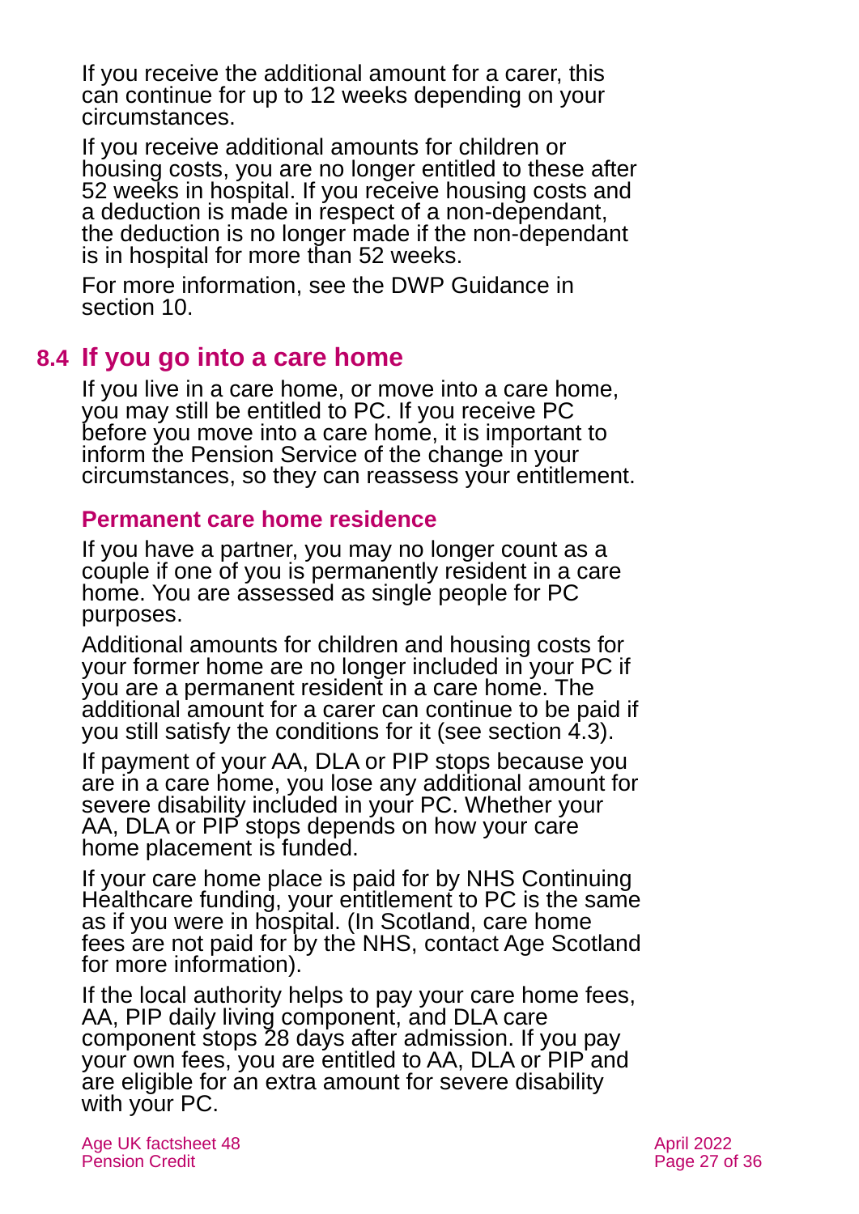If you receive the additional amount for a carer, this can continue for up to 12 weeks depending on your circumstances.

If you receive additional amounts for children or housing costs, you are no longer entitled to these after 52 weeks in hospital. If you receive housing costs and a deduction is made in respect of a non-dependant, the deduction is no longer made if the non-dependant is in hospital for more than 52 weeks.

For more information, see the DWP Guidance in section 10.

## 8.4 If you go into a care home

If you live in a care home, or move into a care home, you may still be entitled to PC. If you receive PC before you move into a care home, it is important to inform the Pension Service of the change in your circumstances, so they can reassess your entitlement.

### Permanent care home residence

If you have a partner, you may no longer count as a couple if one of you is permanently resident in a care home. You are assessed as single people for PC purposes.

Additional amounts for children and housing costs for your former home are no longer included in your PC if you are a permanent resident in a care home. The additional amount for a carer can continue to be paid if you still satisfy the conditions for it (see section 4.3).

If payment of your AA, DLA or PIP stops because you are in a care home, you lose any additional amount for severe disability included in your PC. Whether your AA, DLA or PIP stops depends on how your care home placement is funded.

If your care home place is paid for by NHS Continuing Healthcare funding, your entitlement to PC is the same as if you were in hospital. (In Scotland, care home fees are not paid for by the NHS, contact Age Scotland for more information).

If the local authority helps to pay your care home fees, AA, PIP daily living component, and DLA care component stops 28 days after admission. If you pay your own fees, you are entitled to AA, DLA or PIP and are eligible for an extra amount for severe disability with your PC.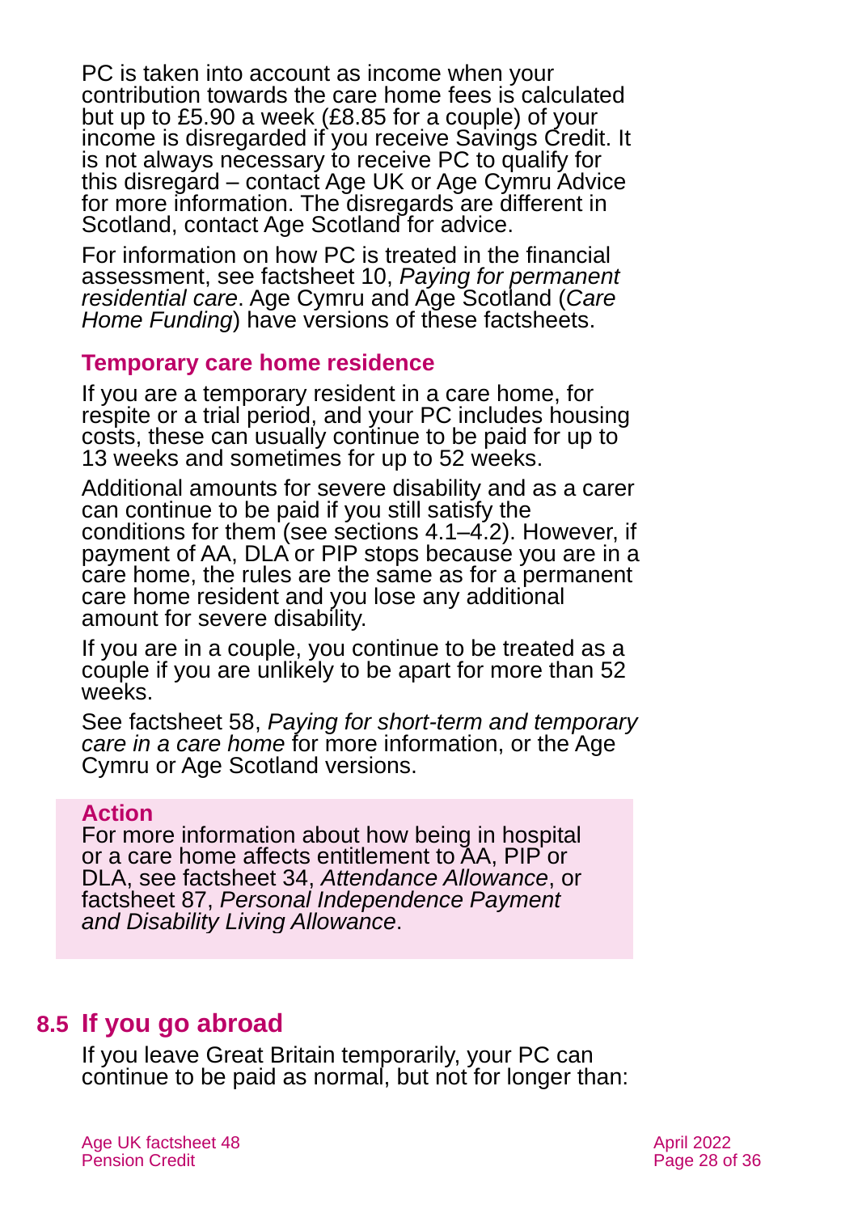PC is taken into account as income when your contribution towards the care home fees is calculated but up to £5.90 a week (£8.85 for a couple) of your income is disregarded if you receive Savings Credit. It is not always necessary to receive PC to qualify for this disregard – contact Age UK or Age Cymru Advice for more information. The disregards are different in Scotland, contact Age Scotland for advice.

For information on how PC is treated in the financial assessment, see factsheet 10, *Paying for permanent residential care*. Age Cymru and Age Scotland (*Care Home Funding*) have versions of these factsheets.

### Temporary care home residence

If you are a temporary resident in a care home, for respite or a trial period, and your PC includes housing costs, these can usually continue to be paid for up to 13 weeks and sometimes for up to 52 weeks.

Additional amounts for severe disability and as a carer can continue to be paid if you still satisfy the conditions for them (see sections 4.1–4.2). However, if payment of AA, DLA or PIP stops because you are in a care home, the rules are the same as for a permanent care home resident and you lose any additional amount for severe disability.

If you are in a couple, you continue to be treated as a couple if you are unlikely to be apart for more than 52 weeks.

See factsheet 58, *Paying for short-term and temporary care in a care home* for more information, or the Age Cymru or Age Scotland versions.

**Action**
For more information about how being in hospital or a care home affects entitlement to AA, PIP or DLA, see factsheet 34, *Attendance Allowance*, or factsheet 87, *Personal Independence Payment and Disability Living Allowance*.

## 8.5 If you go abroad

If you leave Great Britain temporarily, your PC can continue to be paid as normal, but not for longer than: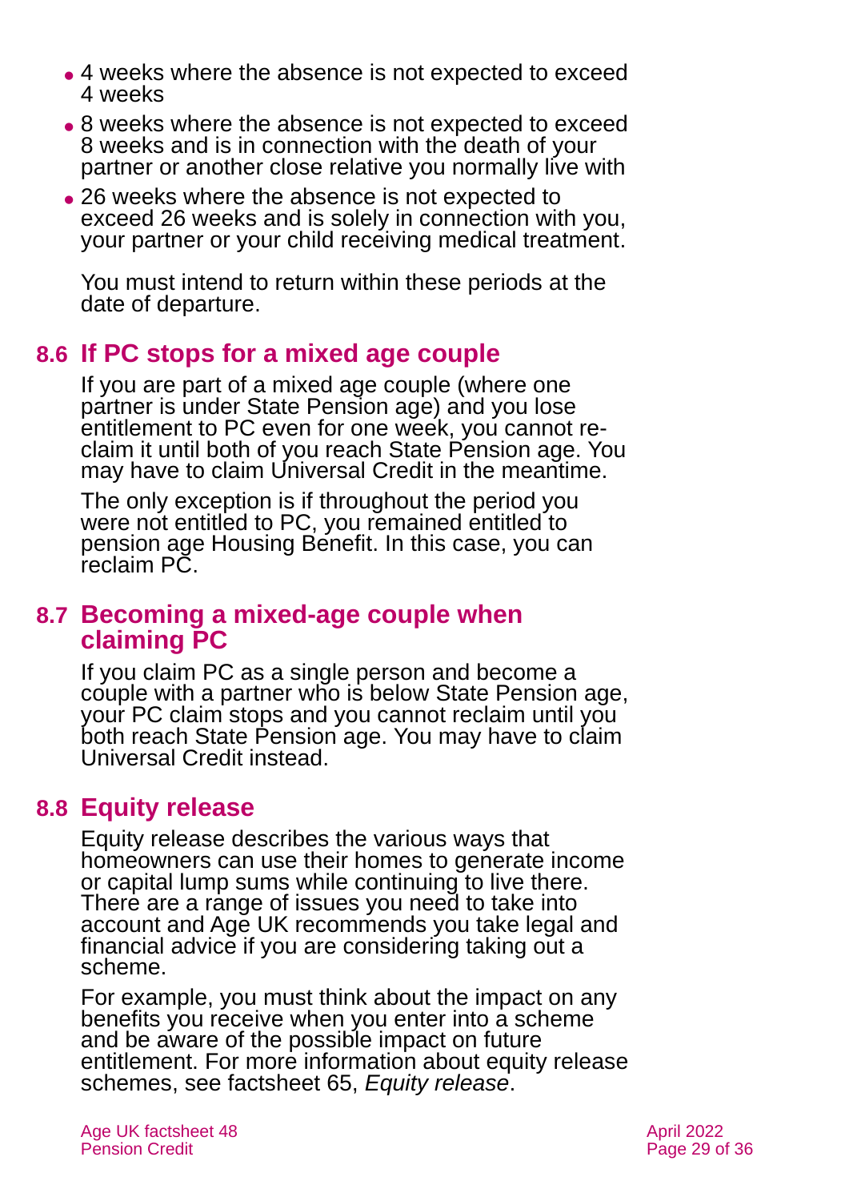- 4 weeks where the absence is not expected to exceed 4 weeks
- 8 weeks where the absence is not expected to exceed 8 weeks and is in connection with the death of your partner or another close relative you normally live with
- 26 weeks where the absence is not expected to exceed 26 weeks and is solely in connection with you, your partner or your child receiving medical treatment.

You must intend to return within these periods at the date of departure.

## 8.6 If PC stops for a mixed age couple

If you are part of a mixed age couple (where one partner is under State Pension age) and you lose entitlement to PC even for one week, you cannot re-claim it until both of you reach State Pension age. You may have to claim Universal Credit in the meantime.

The only exception is if throughout the period you were not entitled to PC, you remained entitled to pension age Housing Benefit. In this case, you can reclaim PC.

## 8.7 Becoming a mixed-age couple when claiming PC

If you claim PC as a single person and become a couple with a partner who is below State Pension age, your PC claim stops and you cannot reclaim until you both reach State Pension age. You may have to claim Universal Credit instead.

## 8.8 Equity release

Equity release describes the various ways that homeowners can use their homes to generate income or capital lump sums while continuing to live there. There are a range of issues you need to take into account and Age UK recommends you take legal and financial advice if you are considering taking out a scheme.

For example, you must think about the impact on any benefits you receive when you enter into a scheme and be aware of the possible impact on future entitlement. For more information about equity release schemes, see factsheet 65, *Equity release*.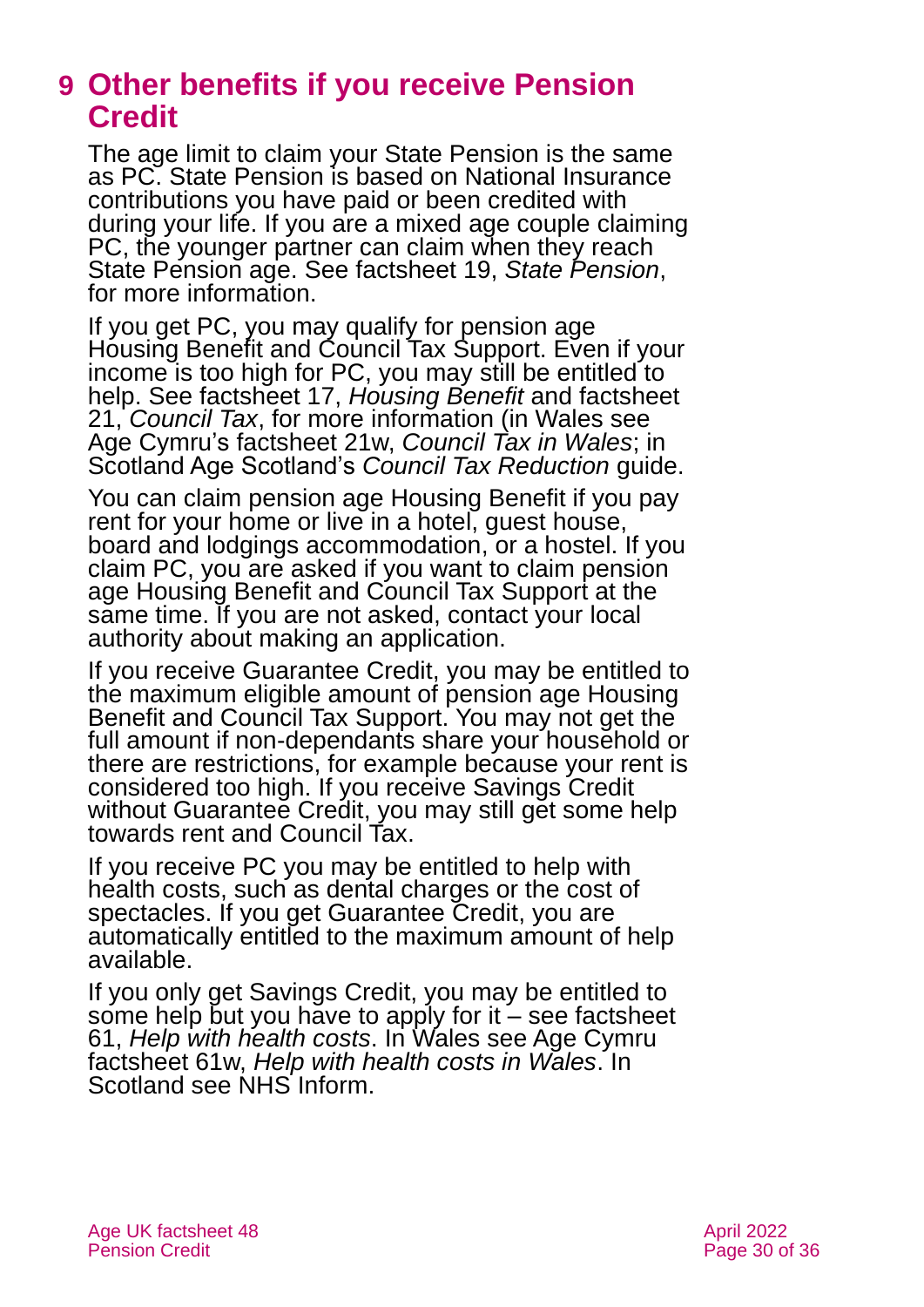## 9 Other benefits if you receive Pension Credit

The age limit to claim your State Pension is the same as PC. State Pension is based on National Insurance contributions you have paid or been credited with during your life. If you are a mixed age couple claiming PC, the younger partner can claim when they reach State Pension age. See factsheet 19, *State Pension*, for more information.

If you get PC, you may qualify for pension age Housing Benefit and Council Tax Support. Even if your income is too high for PC, you may still be entitled to help. See factsheet 17, *Housing Benefit* and factsheet 21, *Council Tax*, for more information (in Wales see Age Cymru's factsheet 21w, *Council Tax in Wales*; in Scotland Age Scotland's *Council Tax Reduction* guide.

You can claim pension age Housing Benefit if you pay rent for your home or live in a hotel, guest house, board and lodgings accommodation, or a hostel. If you claim PC, you are asked if you want to claim pension age Housing Benefit and Council Tax Support at the same time. If you are not asked, contact your local authority about making an application.

If you receive Guarantee Credit, you may be entitled to the maximum eligible amount of pension age Housing Benefit and Council Tax Support. You may not get the full amount if non-dependants share your household or there are restrictions, for example because your rent is considered too high. If you receive Savings Credit without Guarantee Credit, you may still get some help towards rent and Council Tax.

If you receive PC you may be entitled to help with health costs, such as dental charges or the cost of spectacles. If you get Guarantee Credit, you are automatically entitled to the maximum amount of help available.

If you only get Savings Credit, you may be entitled to some help but you have to apply for it – see factsheet 61, *Help with health costs*. In Wales see Age Cymru factsheet 61w, *Help with health costs in Wales*. In Scotland see NHS Inform.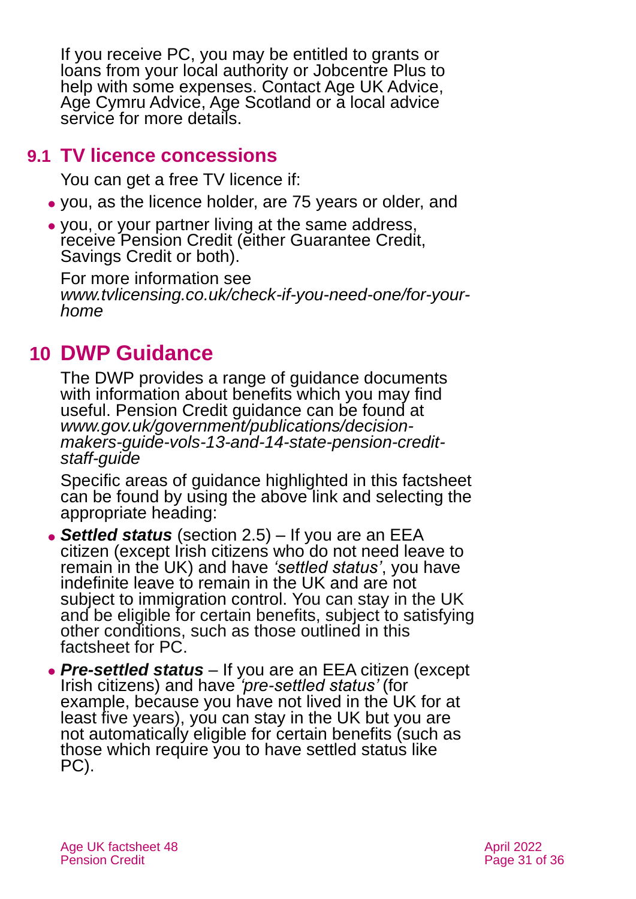If you receive PC, you may be entitled to grants or loans from your local authority or Jobcentre Plus to help with some expenses. Contact Age UK Advice, Age Cymru Advice, Age Scotland or a local advice service for more details.

## 9.1 TV licence concessions

You can get a free TV licence if:

- you, as the licence holder, are 75 years or older, and
- you, or your partner living at the same address, receive Pension Credit (either Guarantee Credit, Savings Credit or both).

For more information see *www.tvlicensing.co.uk/check-if-you-need-one/for-your-home*

# 10 DWP Guidance

The DWP provides a range of guidance documents with information about benefits which you may find useful. Pension Credit guidance can be found at *www.gov.uk/government/publications/decision-makers-guide-vols-13-and-14-state-pension-credit-staff-guide*

Specific areas of guidance highlighted in this factsheet can be found by using the above link and selecting the appropriate heading:

- ***Settled status*** (section 2.5) – If you are an EEA citizen (except Irish citizens who do not need leave to remain in the UK) and have *'settled status'*, you have indefinite leave to remain in the UK and are not subject to immigration control. You can stay in the UK and be eligible for certain benefits, subject to satisfying other conditions, such as those outlined in this factsheet for PC.
- ***Pre-settled status*** – If you are an EEA citizen (except Irish citizens) and have *'pre-settled status'* (for example, because you have not lived in the UK for at least five years), you can stay in the UK but you are not automatically eligible for certain benefits (such as those which require you to have settled status like PC).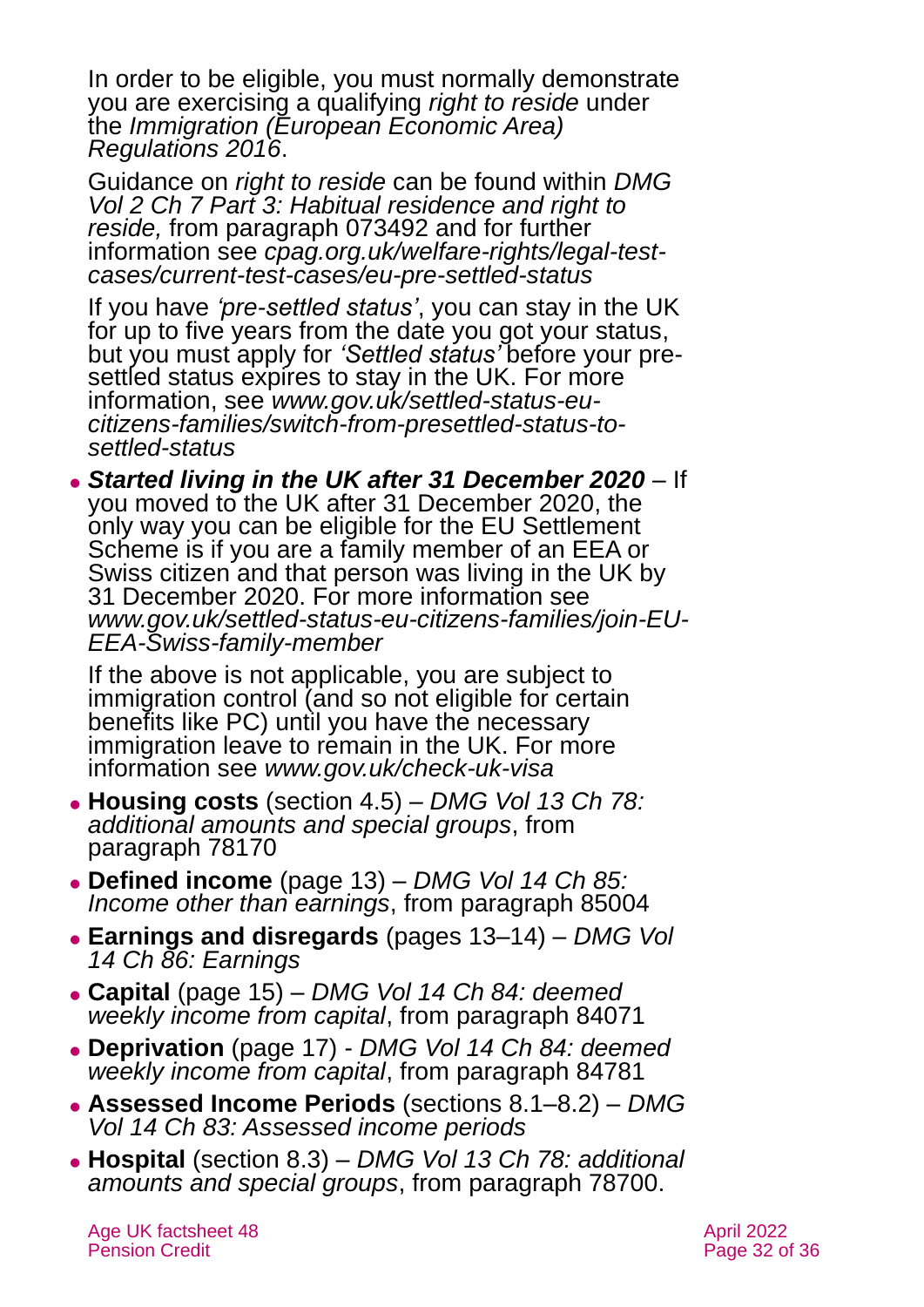In order to be eligible, you must normally demonstrate you are exercising a qualifying *right to reside* under the *Immigration (European Economic Area) Regulations 2016*.

Guidance on *right to reside* can be found within *DMG Vol 2 Ch 7 Part 3: Habitual residence and right to reside,* from paragraph 073492 and for further information see *cpag.org.uk/welfare-rights/legal-test-cases/current-test-cases/eu-pre-settled-status*

If you have *'pre-settled status'*, you can stay in the UK for up to five years from the date you got your status, but you must apply for *'Settled status'* before your pre-settled status expires to stay in the UK. For more information, see *www.gov.uk/settled-status-eu-citizens-families/switch-from-presettled-status-to-settled-status*

- ***Started living in the UK after 31 December 2020*** – If you moved to the UK after 31 December 2020, the only way you can be eligible for the EU Settlement Scheme is if you are a family member of an EEA or Swiss citizen and that person was living in the UK by 31 December 2020. For more information see *www.gov.uk/settled-status-eu-citizens-families/join-EU-EEA-Swiss-family-member*

  If the above is not applicable, you are subject to immigration control (and so not eligible for certain benefits like PC) until you have the necessary immigration leave to remain in the UK. For more information see *www.gov.uk/check-uk-visa*

- **Housing costs** (section 4.5) – *DMG Vol 13 Ch 78: additional amounts and special groups*, from paragraph 78170
- **Defined income** (page 13) – *DMG Vol 14 Ch 85: Income other than earnings*, from paragraph 85004
- **Earnings and disregards** (pages 13–14) – *DMG Vol 14 Ch 86: Earnings*
- **Capital** (page 15) – *DMG Vol 14 Ch 84: deemed weekly income from capital*, from paragraph 84071
- **Deprivation** (page 17) - *DMG Vol 14 Ch 84: deemed weekly income from capital*, from paragraph 84781
- **Assessed Income Periods** (sections 8.1–8.2) – *DMG Vol 14 Ch 83: Assessed income periods*
- **Hospital** (section 8.3) – *DMG Vol 13 Ch 78: additional amounts and special groups*, from paragraph 78700.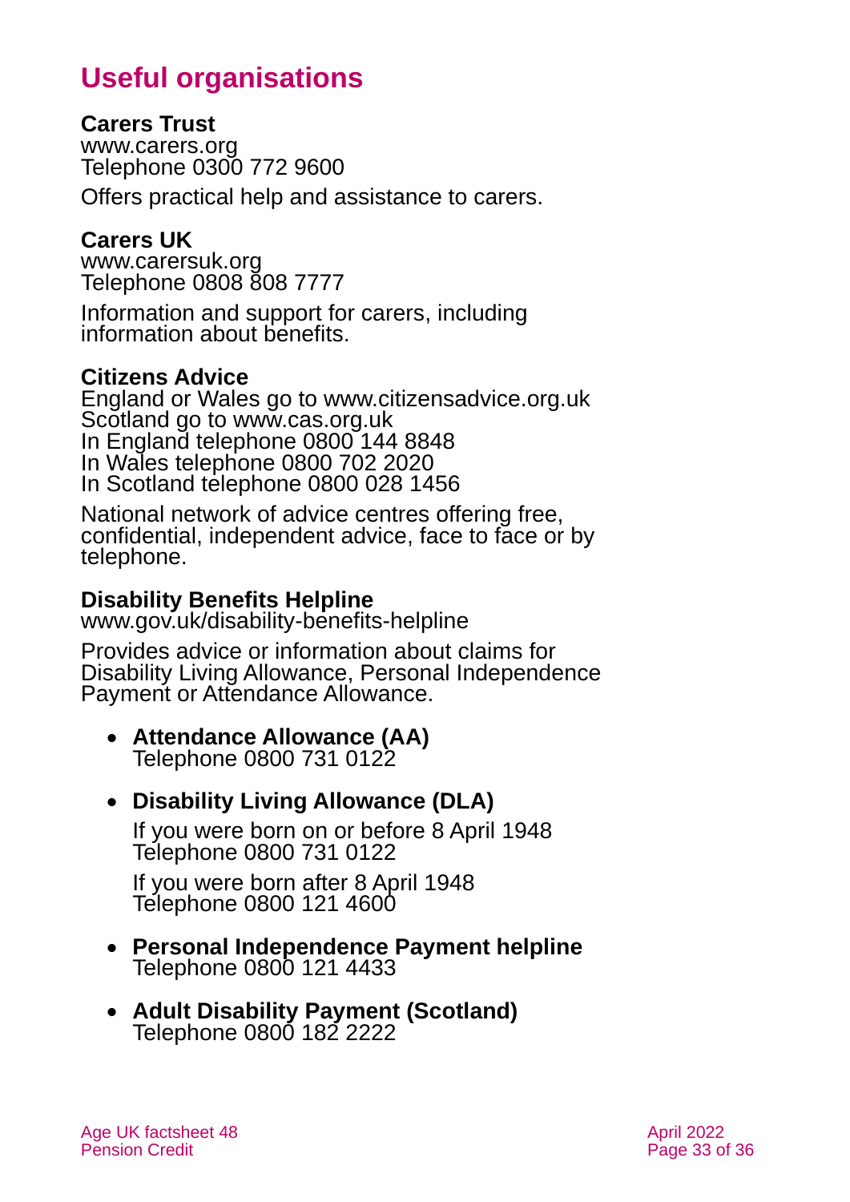## Useful organisations

**Carers Trust**
www.carers.org
Telephone 0300 772 9600

Offers practical help and assistance to carers.

**Carers UK**
www.carersuk.org
Telephone 0808 808 7777

Information and support for carers, including information about benefits.

**Citizens Advice**
England or Wales go to www.citizensadvice.org.uk
Scotland go to www.cas.org.uk
In England telephone 0800 144 8848
In Wales telephone 0800 702 2020
In Scotland telephone 0800 028 1456

National network of advice centres offering free, confidential, independent advice, face to face or by telephone.

**Disability Benefits Helpline**
www.gov.uk/disability-benefits-helpline

Provides advice or information about claims for Disability Living Allowance, Personal Independence Payment or Attendance Allowance.

- **Attendance Allowance (AA)**
  Telephone 0800 731 0122

- **Disability Living Allowance (DLA)**

  If you were born on or before 8 April 1948
  Telephone 0800 731 0122

  If you were born after 8 April 1948
  Telephone 0800 121 4600

- **Personal Independence Payment helpline**
  Telephone 0800 121 4433

- **Adult Disability Payment (Scotland)**
  Telephone 0800 182 2222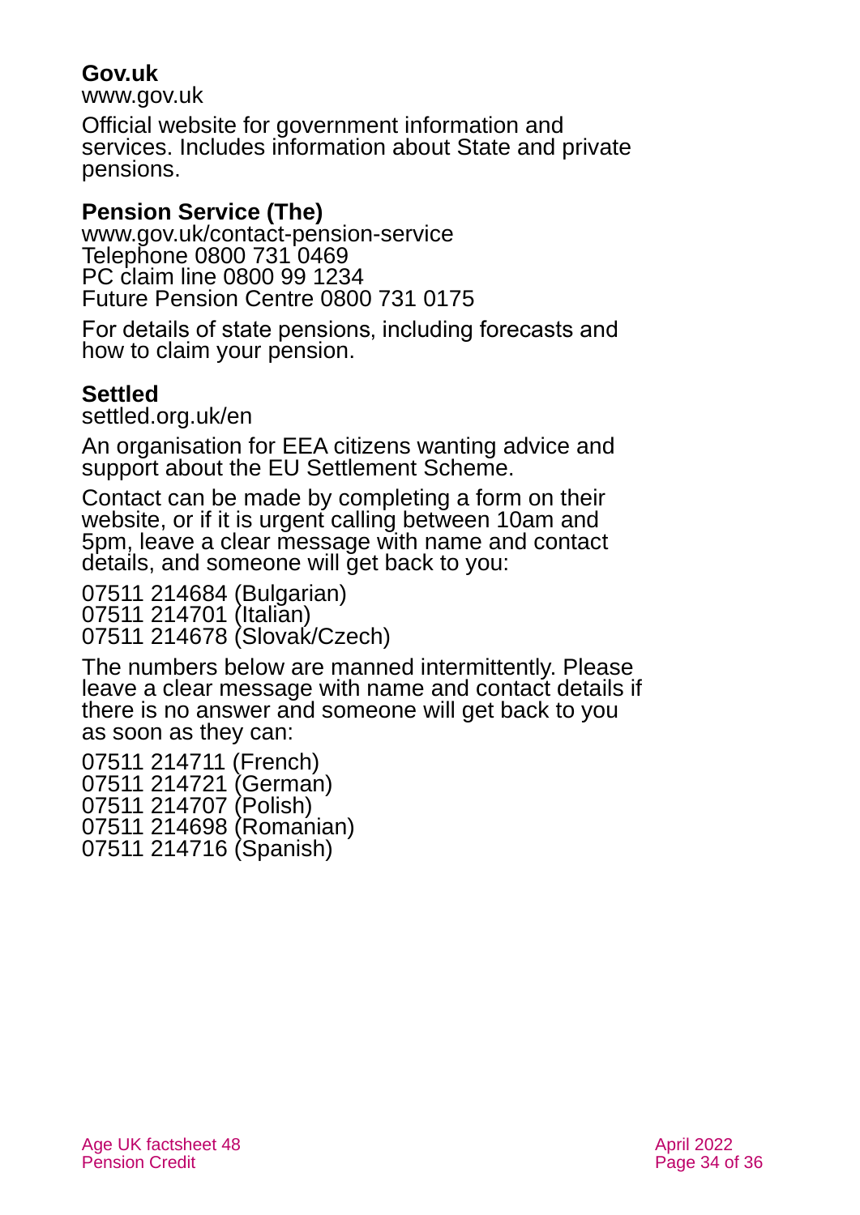**Gov.uk**
www.gov.uk

Official website for government information and services. Includes information about State and private pensions.

**Pension Service (The)**
www.gov.uk/contact-pension-service
Telephone 0800 731 0469
PC claim line 0800 99 1234
Future Pension Centre 0800 731 0175

For details of state pensions, including forecasts and how to claim your pension.

**Settled**
settled.org.uk/en

An organisation for EEA citizens wanting advice and support about the EU Settlement Scheme.

Contact can be made by completing a form on their website, or if it is urgent calling between 10am and 5pm, leave a clear message with name and contact details, and someone will get back to you:

07511 214684 (Bulgarian)
07511 214701 (Italian)
07511 214678 (Slovak/Czech)

The numbers below are manned intermittently. Please leave a clear message with name and contact details if there is no answer and someone will get back to you as soon as they can:

07511 214711 (French)
07511 214721 (German)
07511 214707 (Polish)
07511 214698 (Romanian)
07511 214716 (Spanish)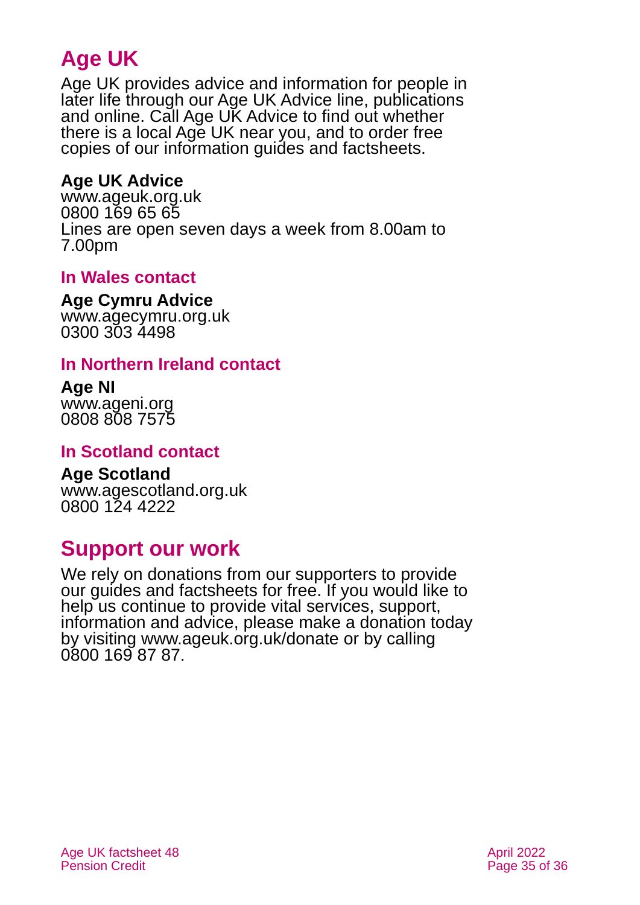# Age UK

Age UK provides advice and information for people in later life through our Age UK Advice line, publications and online. Call Age UK Advice to find out whether there is a local Age UK near you, and to order free copies of our information guides and factsheets.

**Age UK Advice**
www.ageuk.org.uk
0800 169 65 65
Lines are open seven days a week from 8.00am to 7.00pm

### In Wales contact

**Age Cymru Advice**
www.agecymru.org.uk
0300 303 4498

### In Northern Ireland contact

**Age NI**
www.ageni.org
0808 808 7575

### In Scotland contact

**Age Scotland**
www.agescotland.org.uk
0800 124 4222

# Support our work

We rely on donations from our supporters to provide our guides and factsheets for free. If you would like to help us continue to provide vital services, support, information and advice, please make a donation today by visiting www.ageuk.org.uk/donate or by calling 0800 169 87 87.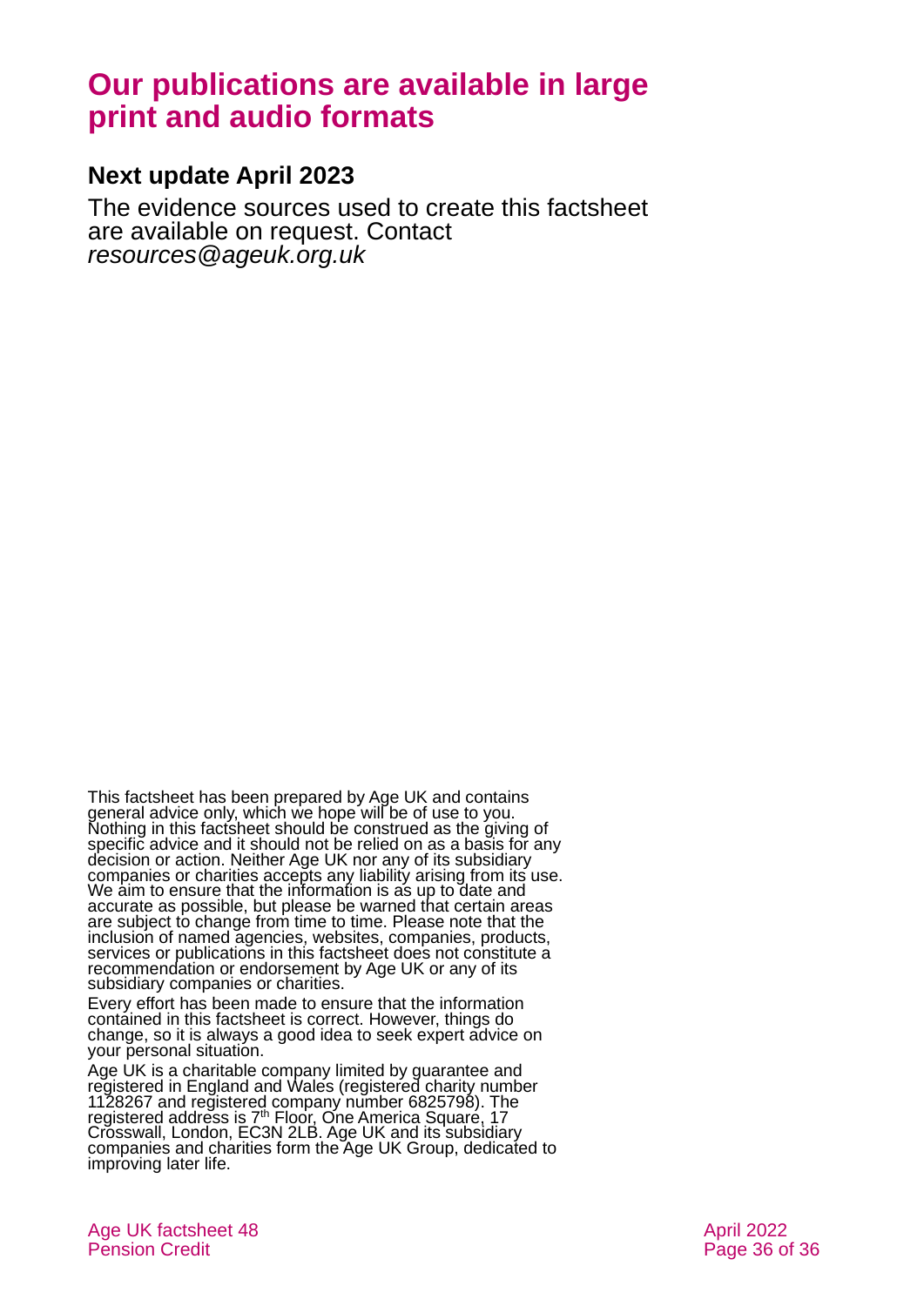# Our publications are available in large print and audio formats

## Next update April 2023

The evidence sources used to create this factsheet are available on request. Contact *resources@ageuk.org.uk*

This factsheet has been prepared by Age UK and contains general advice only, which we hope will be of use to you. Nothing in this factsheet should be construed as the giving of specific advice and it should not be relied on as a basis for any decision or action. Neither Age UK nor any of its subsidiary companies or charities accepts any liability arising from its use. We aim to ensure that the information is as up to date and accurate as possible, but please be warned that certain areas are subject to change from time to time. Please note that the inclusion of named agencies, websites, companies, products, services or publications in this factsheet does not constitute a recommendation or endorsement by Age UK or any of its subsidiary companies or charities.

Every effort has been made to ensure that the information contained in this factsheet is correct. However, things do change, so it is always a good idea to seek expert advice on your personal situation.

Age UK is a charitable company limited by guarantee and registered in England and Wales (registered charity number 1128267 and registered company number 6825798). The registered address is 7th Floor, One America Square, 17 Crosswall, London, EC3N 2LB. Age UK and its subsidiary companies and charities form the Age UK Group, dedicated to improving later life.